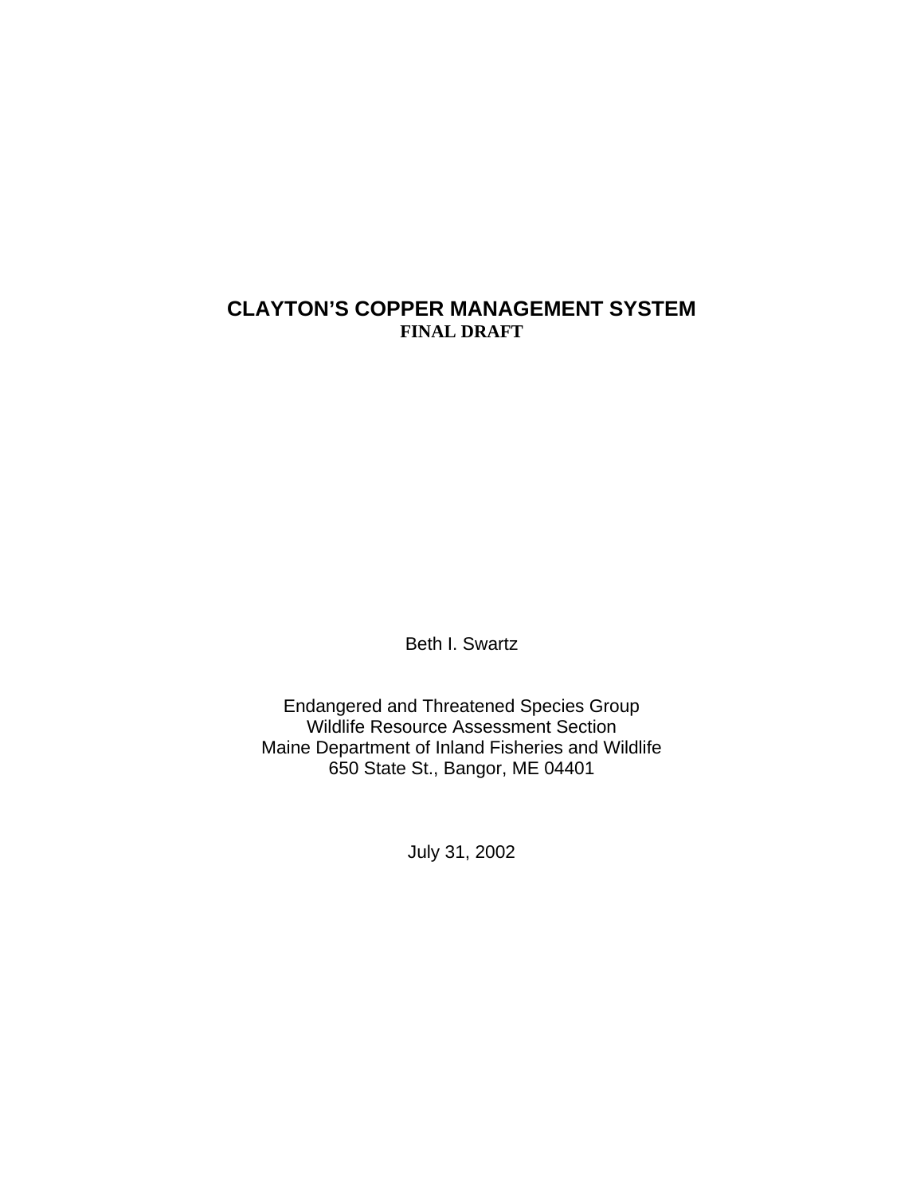# CLAYTON'S COPPER MANAGEMENT SYSTEM

**FINAL DRAFT**

Beth I. Swartz

Endangered and Threatened Species Group
Wildlife Resource Assessment Section
Maine Department of Inland Fisheries and Wildlife
650 State St., Bangor, ME 04401

July 31, 2002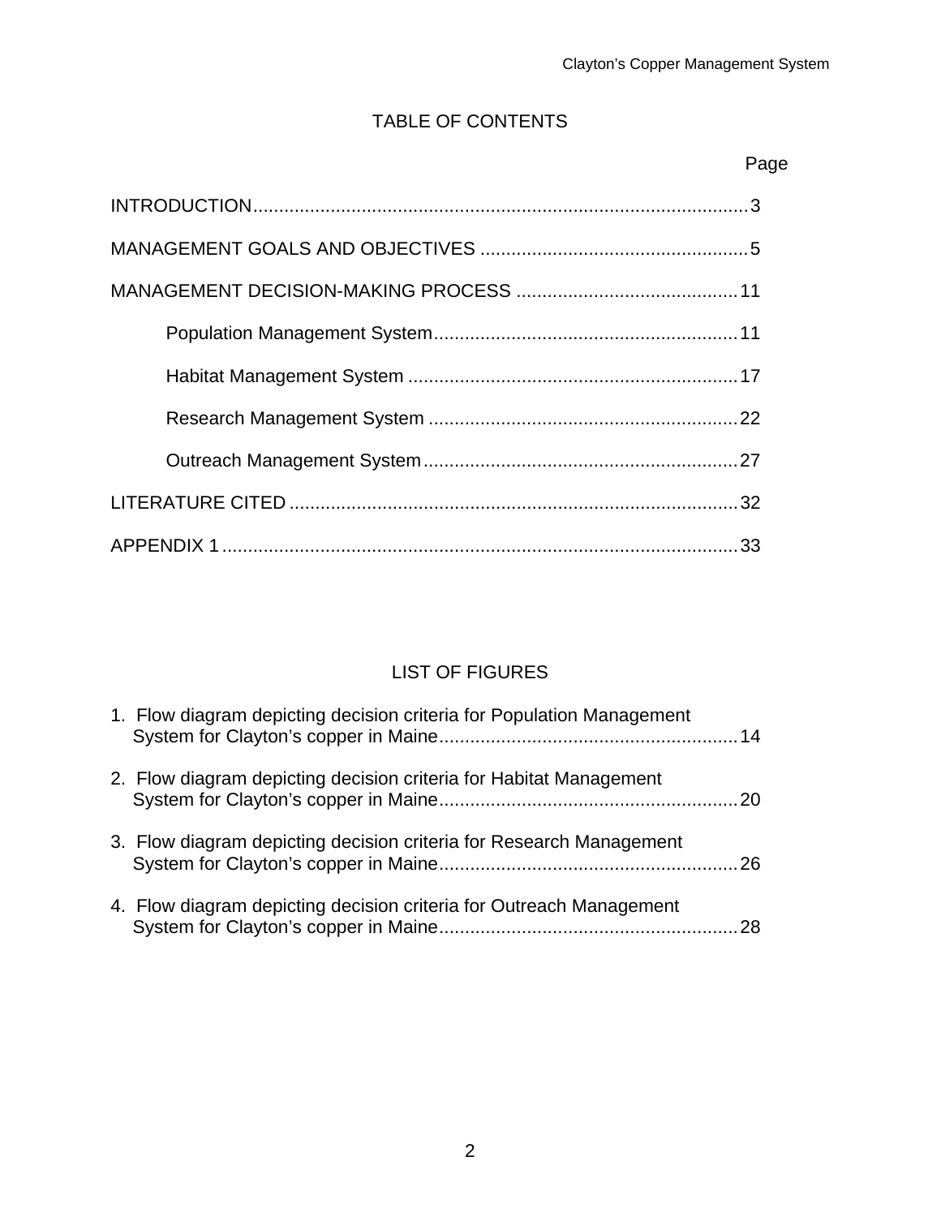## TABLE OF CONTENTS

| | Page |
|---|---|
| INTRODUCTION | 3 |
| MANAGEMENT GOALS AND OBJECTIVES | 5 |
| MANAGEMENT DECISION-MAKING PROCESS | 11 |
| Population Management System | 11 |
| Habitat Management System | 17 |
| Research Management System | 22 |
| Outreach Management System | 27 |
| LITERATURE CITED | 32 |
| APPENDIX 1 | 33 |

## LIST OF FIGURES

1. Flow diagram depicting decision criteria for Population Management System for Clayton's copper in Maine .......... 14
2. Flow diagram depicting decision criteria for Habitat Management System for Clayton's copper in Maine .......... 20
3. Flow diagram depicting decision criteria for Research Management System for Clayton's copper in Maine .......... 26
4. Flow diagram depicting decision criteria for Outreach Management System for Clayton's copper in Maine .......... 28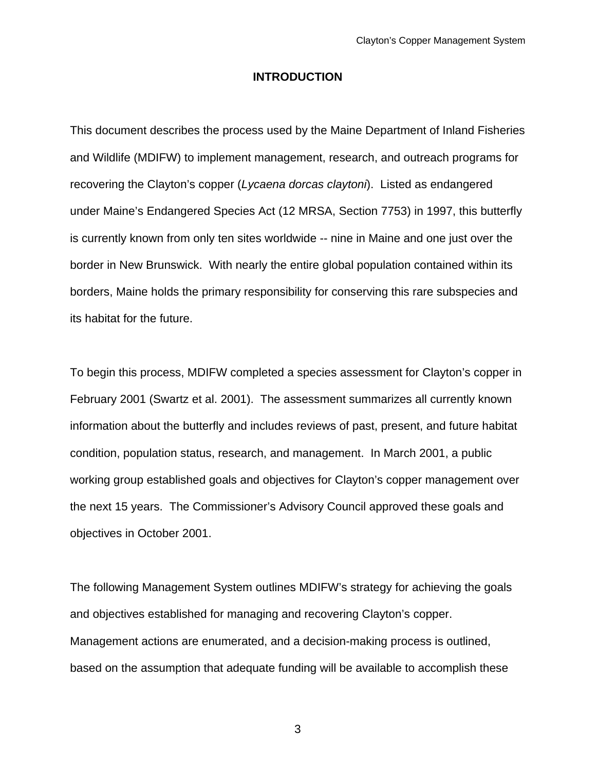# INTRODUCTION

This document describes the process used by the Maine Department of Inland Fisheries and Wildlife (MDIFW) to implement management, research, and outreach programs for recovering the Clayton's copper (*Lycaena dorcas claytoni*). Listed as endangered under Maine's Endangered Species Act (12 MRSA, Section 7753) in 1997, this butterfly is currently known from only ten sites worldwide -- nine in Maine and one just over the border in New Brunswick. With nearly the entire global population contained within its borders, Maine holds the primary responsibility for conserving this rare subspecies and its habitat for the future.

To begin this process, MDIFW completed a species assessment for Clayton's copper in February 2001 (Swartz et al. 2001). The assessment summarizes all currently known information about the butterfly and includes reviews of past, present, and future habitat condition, population status, research, and management. In March 2001, a public working group established goals and objectives for Clayton's copper management over the next 15 years. The Commissioner's Advisory Council approved these goals and objectives in October 2001.

The following Management System outlines MDIFW's strategy for achieving the goals and objectives established for managing and recovering Clayton's copper. Management actions are enumerated, and a decision-making process is outlined, based on the assumption that adequate funding will be available to accomplish these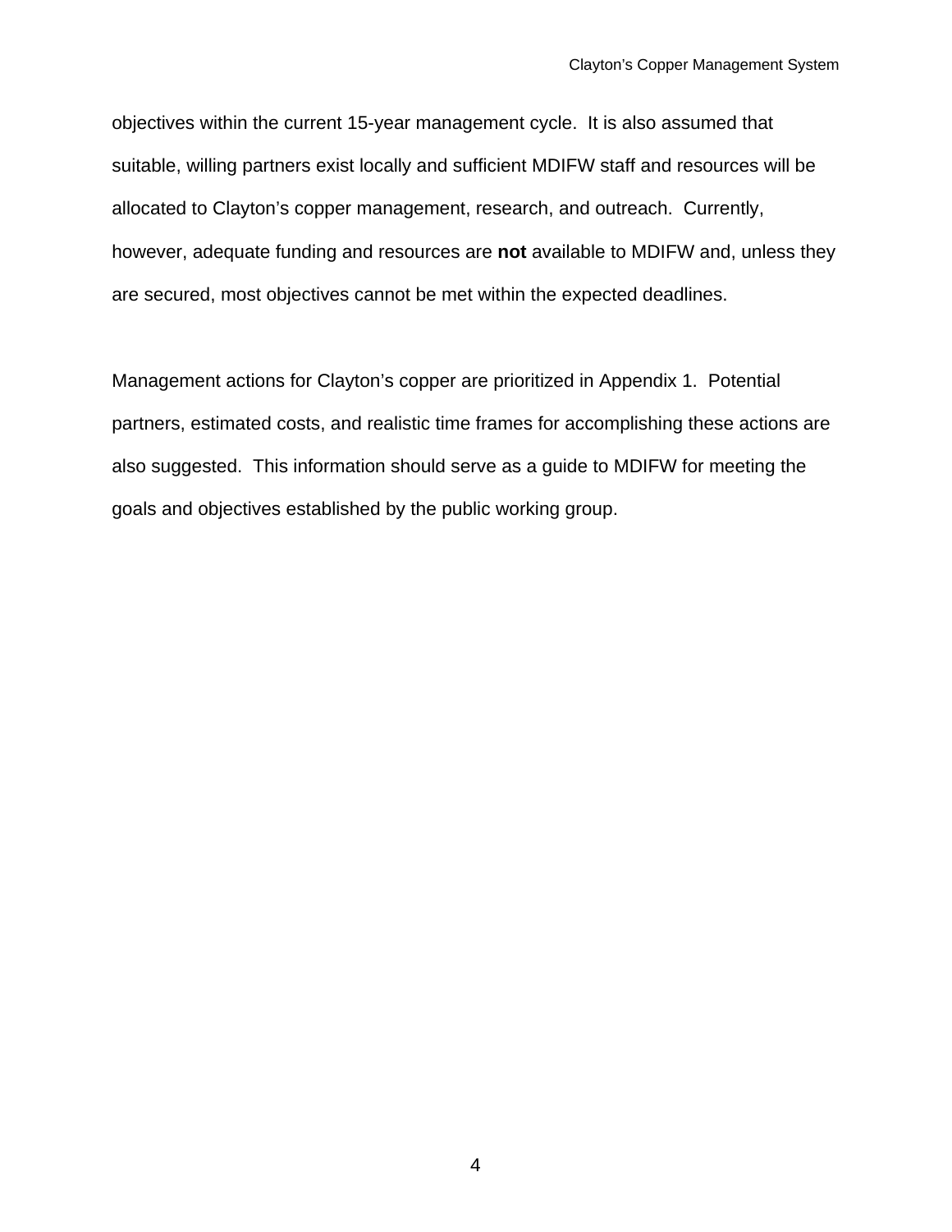objectives within the current 15-year management cycle.  It is also assumed that suitable, willing partners exist locally and sufficient MDIFW staff and resources will be allocated to Clayton's copper management, research, and outreach.  Currently, however, adequate funding and resources are **not** available to MDIFW and, unless they are secured, most objectives cannot be met within the expected deadlines.

Management actions for Clayton's copper are prioritized in Appendix 1.  Potential partners, estimated costs, and realistic time frames for accomplishing these actions are also suggested.  This information should serve as a guide to MDIFW for meeting the goals and objectives established by the public working group.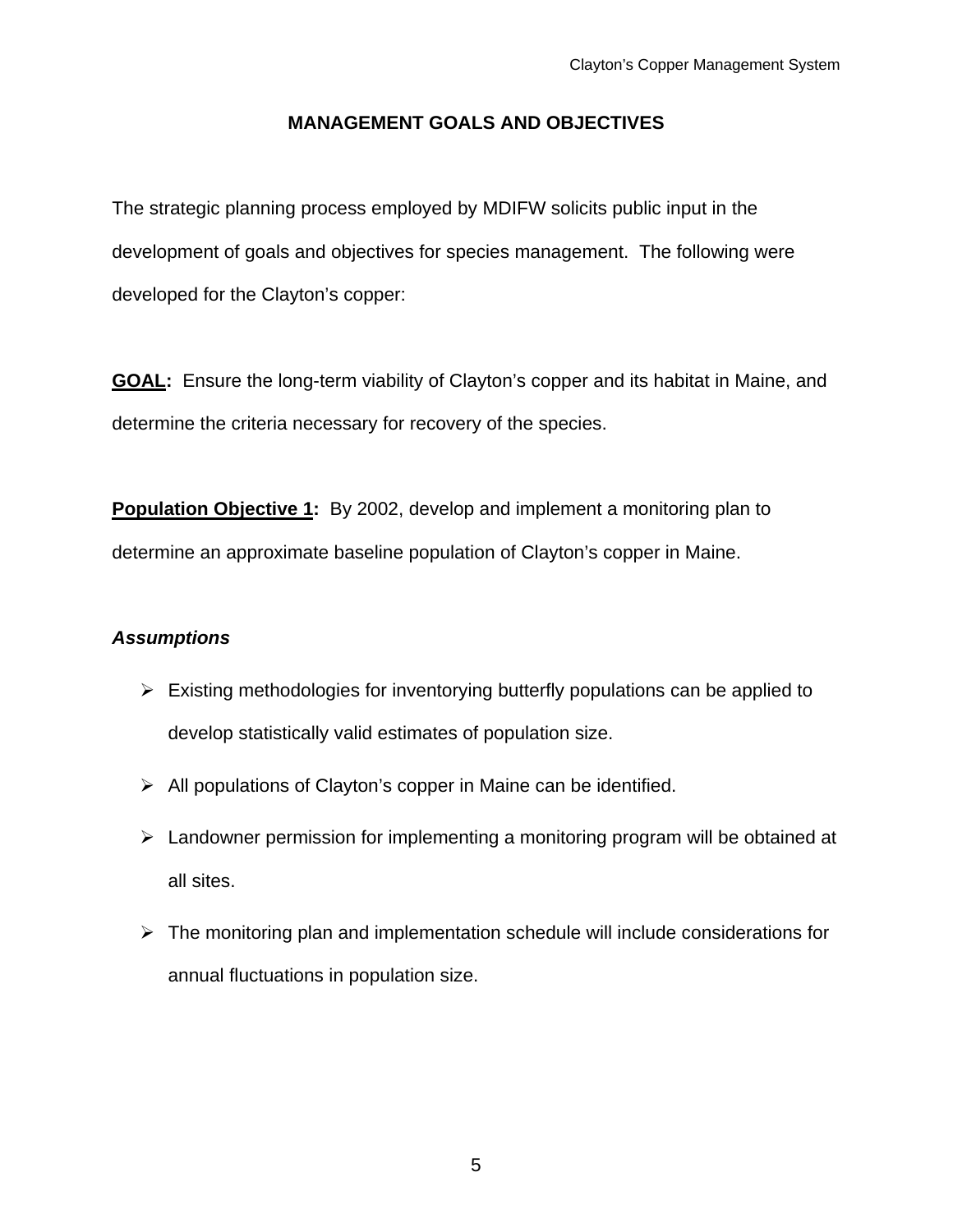## MANAGEMENT GOALS AND OBJECTIVES

The strategic planning process employed by MDIFW solicits public input in the development of goals and objectives for species management. The following were developed for the Clayton's copper:

**GOAL:** Ensure the long-term viability of Clayton's copper and its habitat in Maine, and determine the criteria necessary for recovery of the species.

**Population Objective 1:** By 2002, develop and implement a monitoring plan to determine an approximate baseline population of Clayton's copper in Maine.

***Assumptions***

- Existing methodologies for inventorying butterfly populations can be applied to develop statistically valid estimates of population size.
- All populations of Clayton's copper in Maine can be identified.
- Landowner permission for implementing a monitoring program will be obtained at all sites.
- The monitoring plan and implementation schedule will include considerations for annual fluctuations in population size.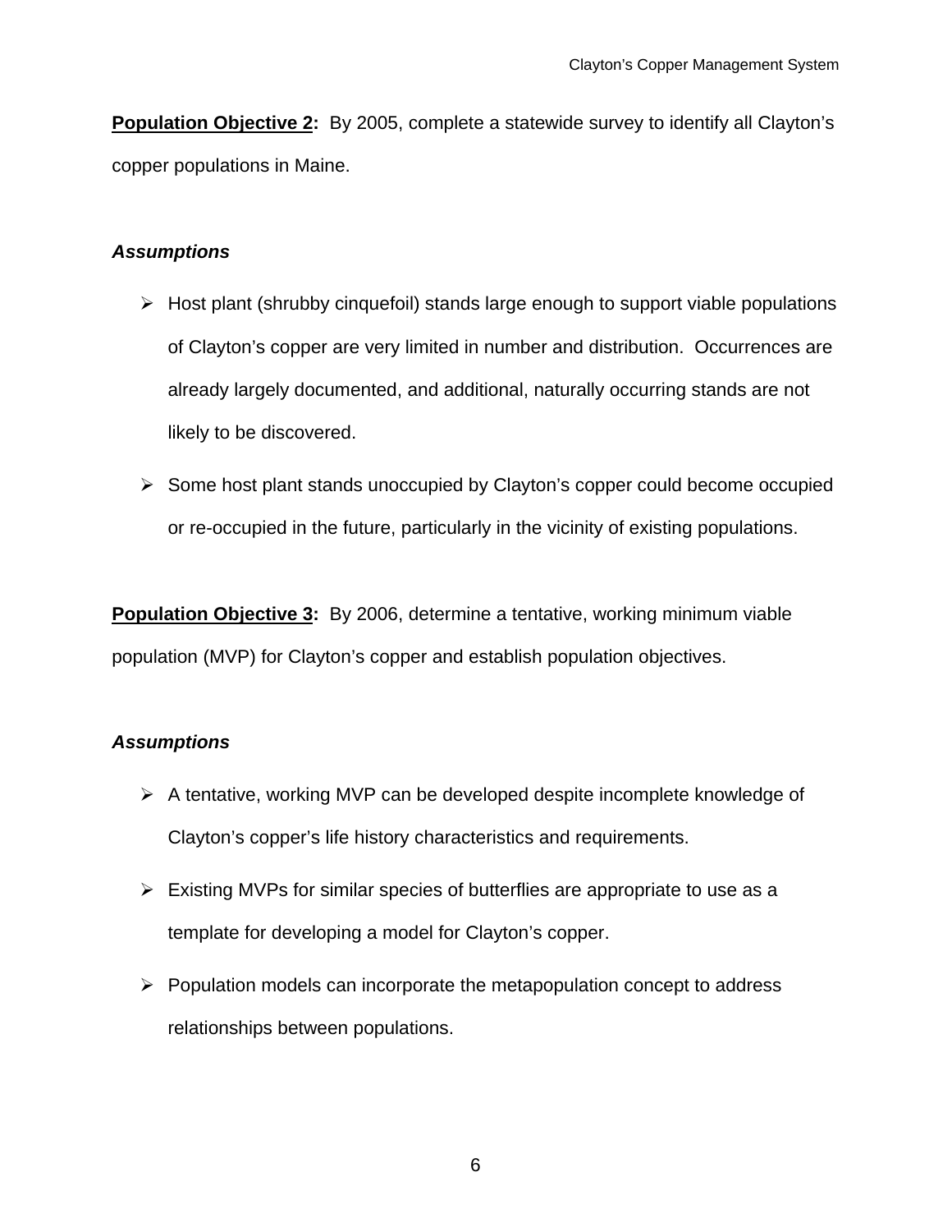**Population Objective 2:** By 2005, complete a statewide survey to identify all Clayton's copper populations in Maine.

***Assumptions***

- Host plant (shrubby cinquefoil) stands large enough to support viable populations of Clayton's copper are very limited in number and distribution. Occurrences are already largely documented, and additional, naturally occurring stands are not likely to be discovered.
- Some host plant stands unoccupied by Clayton's copper could become occupied or re-occupied in the future, particularly in the vicinity of existing populations.

**Population Objective 3:** By 2006, determine a tentative, working minimum viable population (MVP) for Clayton's copper and establish population objectives.

***Assumptions***

- A tentative, working MVP can be developed despite incomplete knowledge of Clayton's copper's life history characteristics and requirements.
- Existing MVPs for similar species of butterflies are appropriate to use as a template for developing a model for Clayton's copper.
- Population models can incorporate the metapopulation concept to address relationships between populations.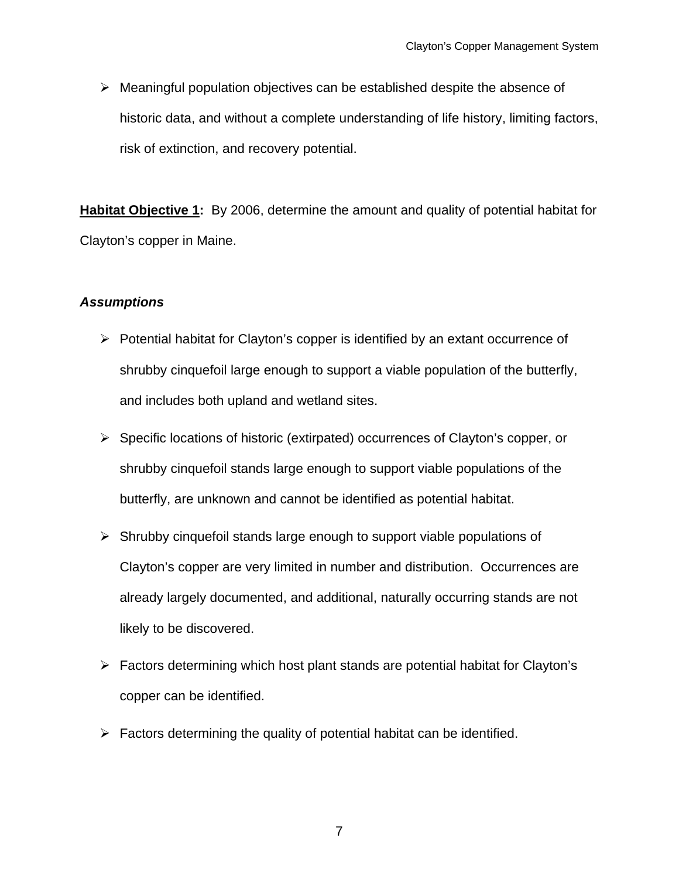- Meaningful population objectives can be established despite the absence of historic data, and without a complete understanding of life history, limiting factors, risk of extinction, and recovery potential.

**Habitat Objective 1:** By 2006, determine the amount and quality of potential habitat for Clayton's copper in Maine.

***Assumptions***

- Potential habitat for Clayton's copper is identified by an extant occurrence of shrubby cinquefoil large enough to support a viable population of the butterfly, and includes both upland and wetland sites.
- Specific locations of historic (extirpated) occurrences of Clayton's copper, or shrubby cinquefoil stands large enough to support viable populations of the butterfly, are unknown and cannot be identified as potential habitat.
- Shrubby cinquefoil stands large enough to support viable populations of Clayton's copper are very limited in number and distribution. Occurrences are already largely documented, and additional, naturally occurring stands are not likely to be discovered.
- Factors determining which host plant stands are potential habitat for Clayton's copper can be identified.
- Factors determining the quality of potential habitat can be identified.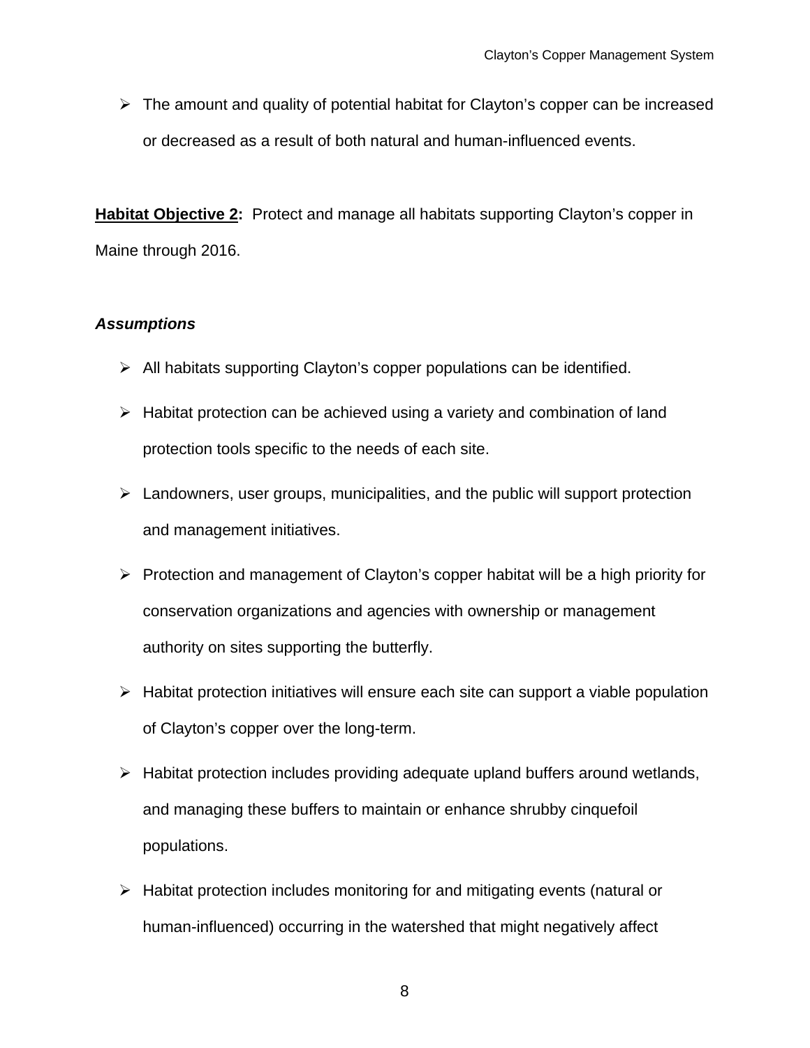- The amount and quality of potential habitat for Clayton's copper can be increased or decreased as a result of both natural and human-influenced events.

**Habitat Objective 2:** Protect and manage all habitats supporting Clayton's copper in Maine through 2016.

***Assumptions***

- All habitats supporting Clayton's copper populations can be identified.
- Habitat protection can be achieved using a variety and combination of land protection tools specific to the needs of each site.
- Landowners, user groups, municipalities, and the public will support protection and management initiatives.
- Protection and management of Clayton's copper habitat will be a high priority for conservation organizations and agencies with ownership or management authority on sites supporting the butterfly.
- Habitat protection initiatives will ensure each site can support a viable population of Clayton's copper over the long-term.
- Habitat protection includes providing adequate upland buffers around wetlands, and managing these buffers to maintain or enhance shrubby cinquefoil populations.
- Habitat protection includes monitoring for and mitigating events (natural or human-influenced) occurring in the watershed that might negatively affect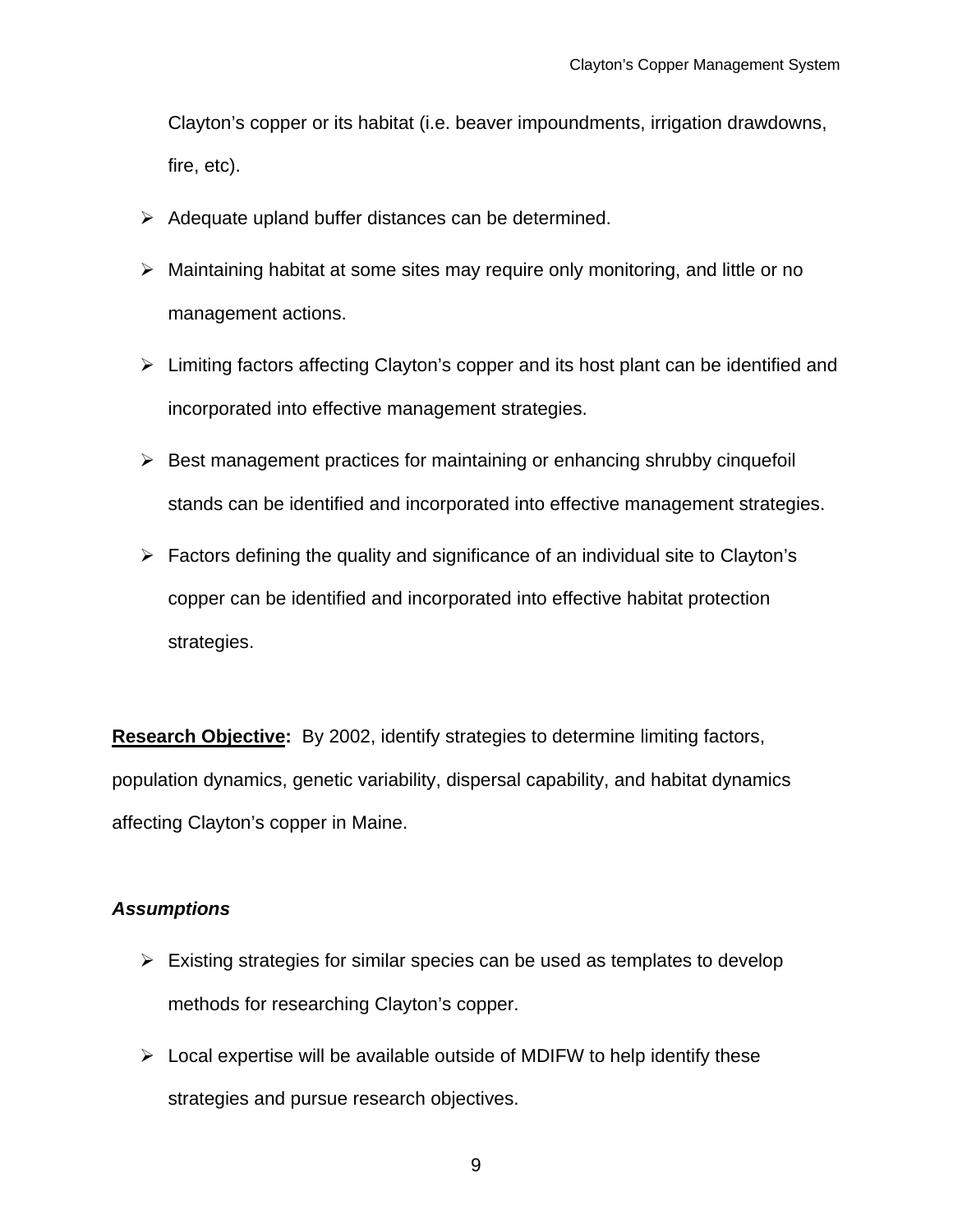Clayton’s copper or its habitat (i.e. beaver impoundments, irrigation drawdowns, fire, etc).

- Adequate upland buffer distances can be determined.
- Maintaining habitat at some sites may require only monitoring, and little or no management actions.
- Limiting factors affecting Clayton’s copper and its host plant can be identified and incorporated into effective management strategies.
- Best management practices for maintaining or enhancing shrubby cinquefoil stands can be identified and incorporated into effective management strategies.
- Factors defining the quality and significance of an individual site to Clayton’s copper can be identified and incorporated into effective habitat protection strategies.

**Research Objective:** By 2002, identify strategies to determine limiting factors, population dynamics, genetic variability, dispersal capability, and habitat dynamics affecting Clayton’s copper in Maine.

***Assumptions***

- Existing strategies for similar species can be used as templates to develop methods for researching Clayton’s copper.
- Local expertise will be available outside of MDIFW to help identify these strategies and pursue research objectives.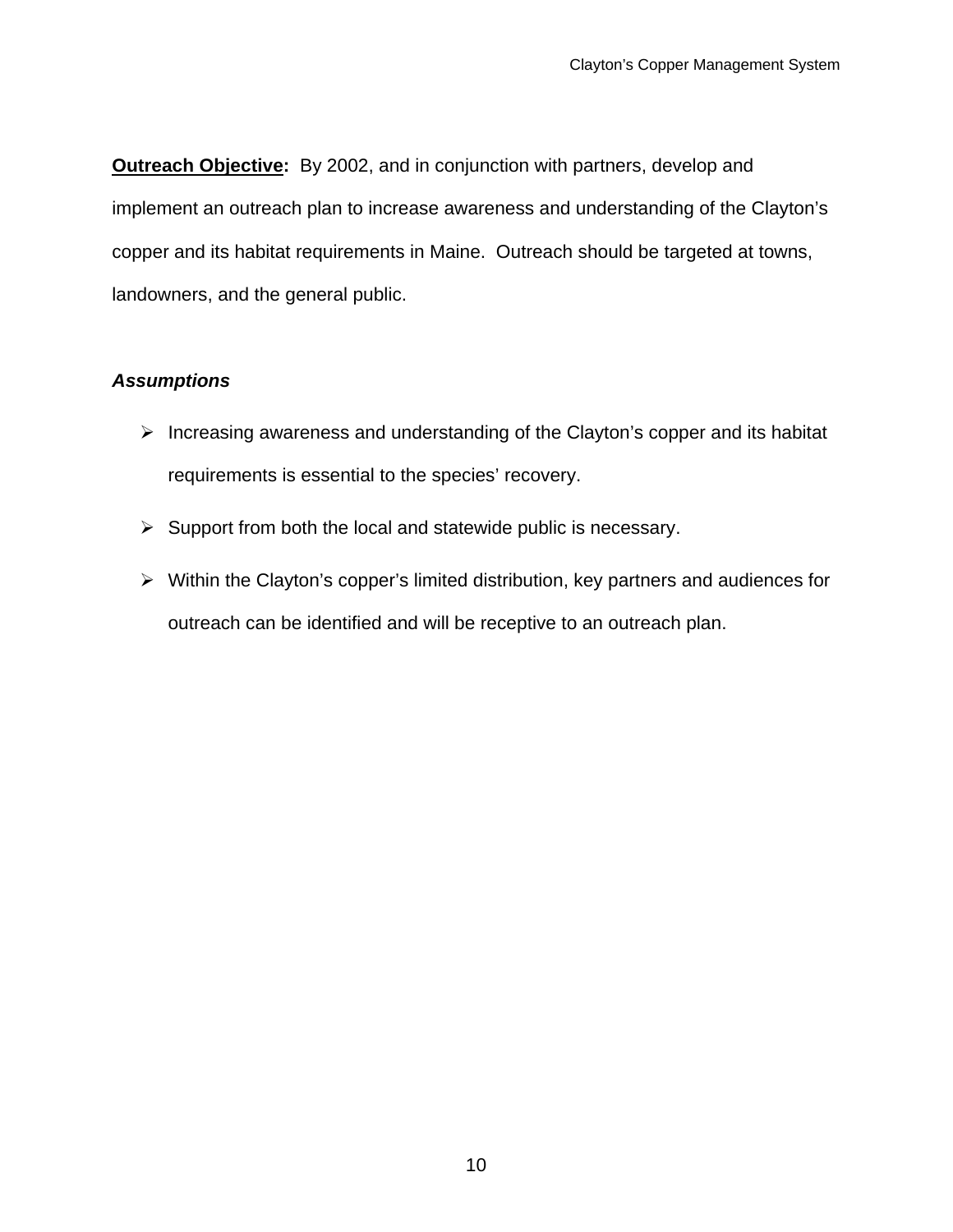**<u>Outreach Objective</u>:** By 2002, and in conjunction with partners, develop and implement an outreach plan to increase awareness and understanding of the Clayton's copper and its habitat requirements in Maine. Outreach should be targeted at towns, landowners, and the general public.

***Assumptions***

- Increasing awareness and understanding of the Clayton's copper and its habitat requirements is essential to the species' recovery.
- Support from both the local and statewide public is necessary.
- Within the Clayton's copper's limited distribution, key partners and audiences for outreach can be identified and will be receptive to an outreach plan.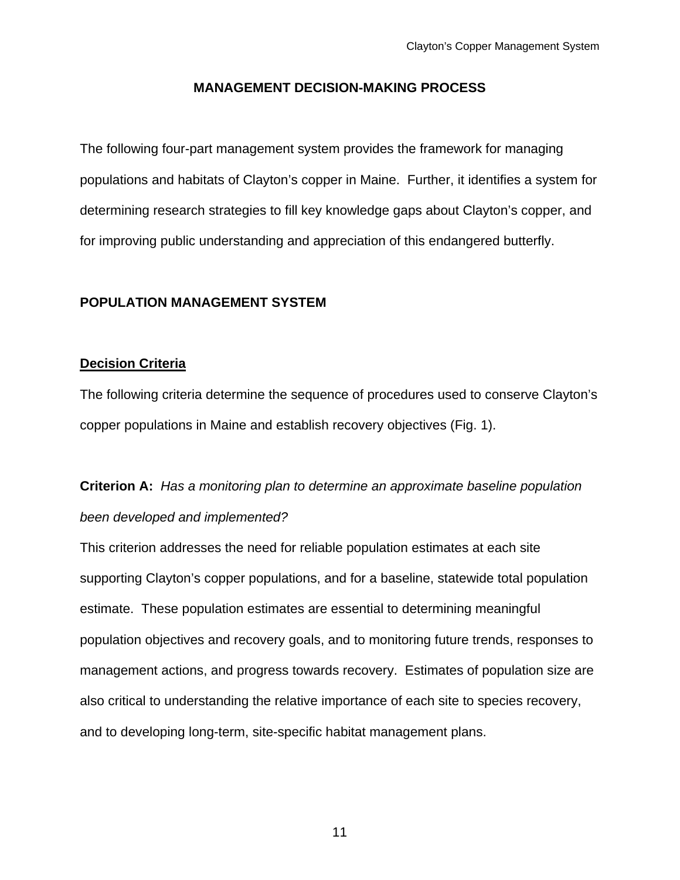# MANAGEMENT DECISION-MAKING PROCESS

The following four-part management system provides the framework for managing populations and habitats of Clayton's copper in Maine. Further, it identifies a system for determining research strategies to fill key knowledge gaps about Clayton's copper, and for improving public understanding and appreciation of this endangered butterfly.

## POPULATION MANAGEMENT SYSTEM

### Decision Criteria

The following criteria determine the sequence of procedures used to conserve Clayton's copper populations in Maine and establish recovery objectives (Fig. 1).

**Criterion A:** *Has a monitoring plan to determine an approximate baseline population been developed and implemented?*

This criterion addresses the need for reliable population estimates at each site supporting Clayton's copper populations, and for a baseline, statewide total population estimate. These population estimates are essential to determining meaningful population objectives and recovery goals, and to monitoring future trends, responses to management actions, and progress towards recovery. Estimates of population size are also critical to understanding the relative importance of each site to species recovery, and to developing long-term, site-specific habitat management plans.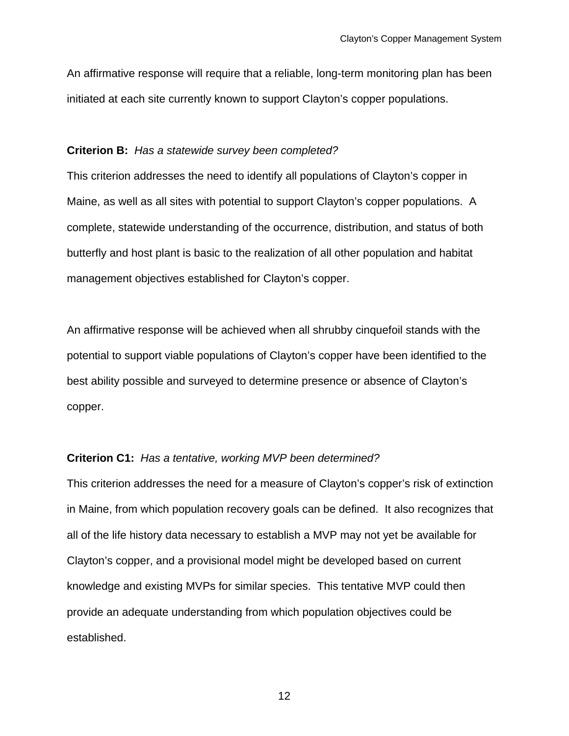An affirmative response will require that a reliable, long-term monitoring plan has been initiated at each site currently known to support Clayton's copper populations.

**Criterion B:** *Has a statewide survey been completed?*

This criterion addresses the need to identify all populations of Clayton's copper in Maine, as well as all sites with potential to support Clayton's copper populations. A complete, statewide understanding of the occurrence, distribution, and status of both butterfly and host plant is basic to the realization of all other population and habitat management objectives established for Clayton's copper.

An affirmative response will be achieved when all shrubby cinquefoil stands with the potential to support viable populations of Clayton's copper have been identified to the best ability possible and surveyed to determine presence or absence of Clayton's copper.

**Criterion C1:** *Has a tentative, working MVP been determined?*

This criterion addresses the need for a measure of Clayton's copper's risk of extinction in Maine, from which population recovery goals can be defined. It also recognizes that all of the life history data necessary to establish a MVP may not yet be available for Clayton's copper, and a provisional model might be developed based on current knowledge and existing MVPs for similar species. This tentative MVP could then provide an adequate understanding from which population objectives could be established.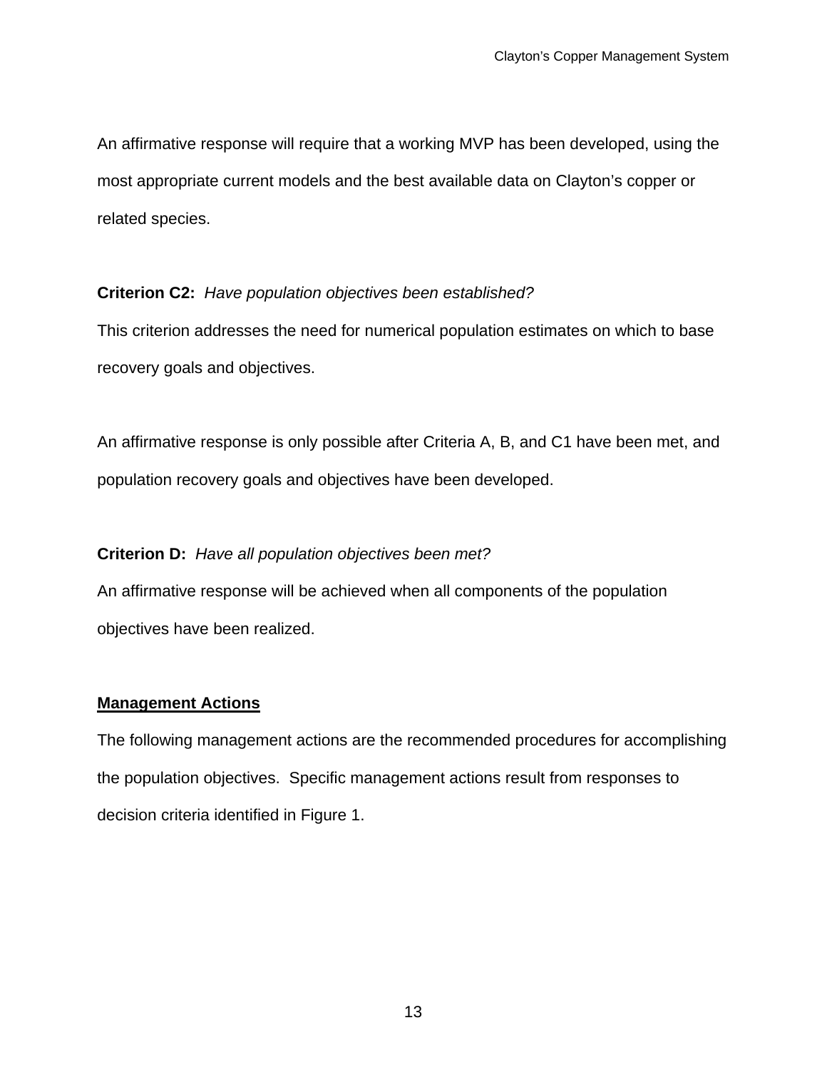An affirmative response will require that a working MVP has been developed, using the most appropriate current models and the best available data on Clayton's copper or related species.

**Criterion C2:** *Have population objectives been established?*

This criterion addresses the need for numerical population estimates on which to base recovery goals and objectives.

An affirmative response is only possible after Criteria A, B, and C1 have been met, and population recovery goals and objectives have been developed.

**Criterion D:** *Have all population objectives been met?*

An affirmative response will be achieved when all components of the population objectives have been realized.

## <u>Management Actions</u>

The following management actions are the recommended procedures for accomplishing the population objectives. Specific management actions result from responses to decision criteria identified in Figure 1.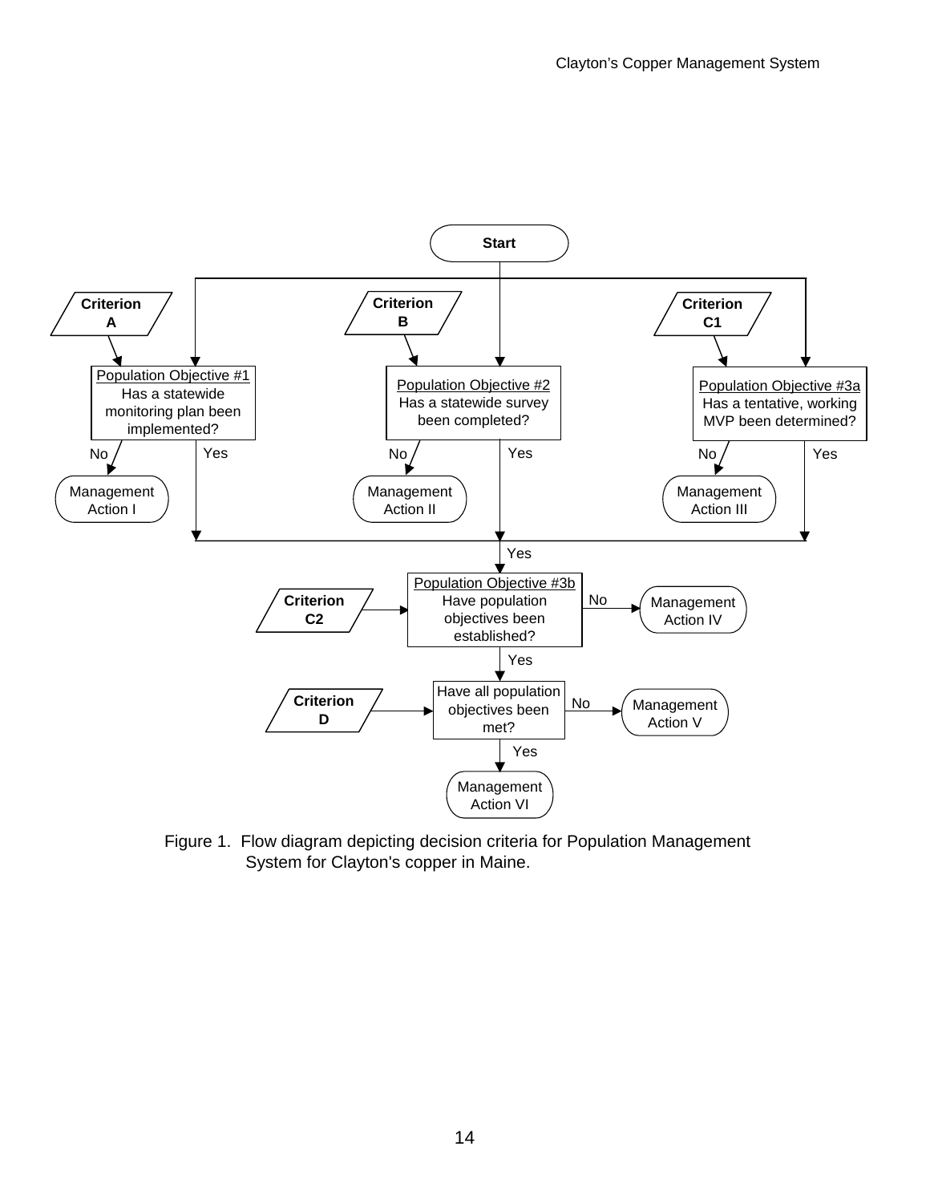Start

**Criterion A**

Population Objective #1
Has a statewide monitoring plan been implemented?

No → Management Action I

Yes

**Criterion B**

Population Objective #2
Has a statewide survey been completed?

No → Management Action II

Yes

**Criterion C1**

Population Objective #3a
Has a tentative, working MVP been determined?

No → Management Action III

Yes

Yes

**Criterion C2**

Population Objective #3b
Have population objectives been established?

No → Management Action IV

Yes

**Criterion D**

Have all population objectives been met?

No → Management Action V

Yes → Management Action VI

Figure 1. Flow diagram depicting decision criteria for Population Management System for Clayton's copper in Maine.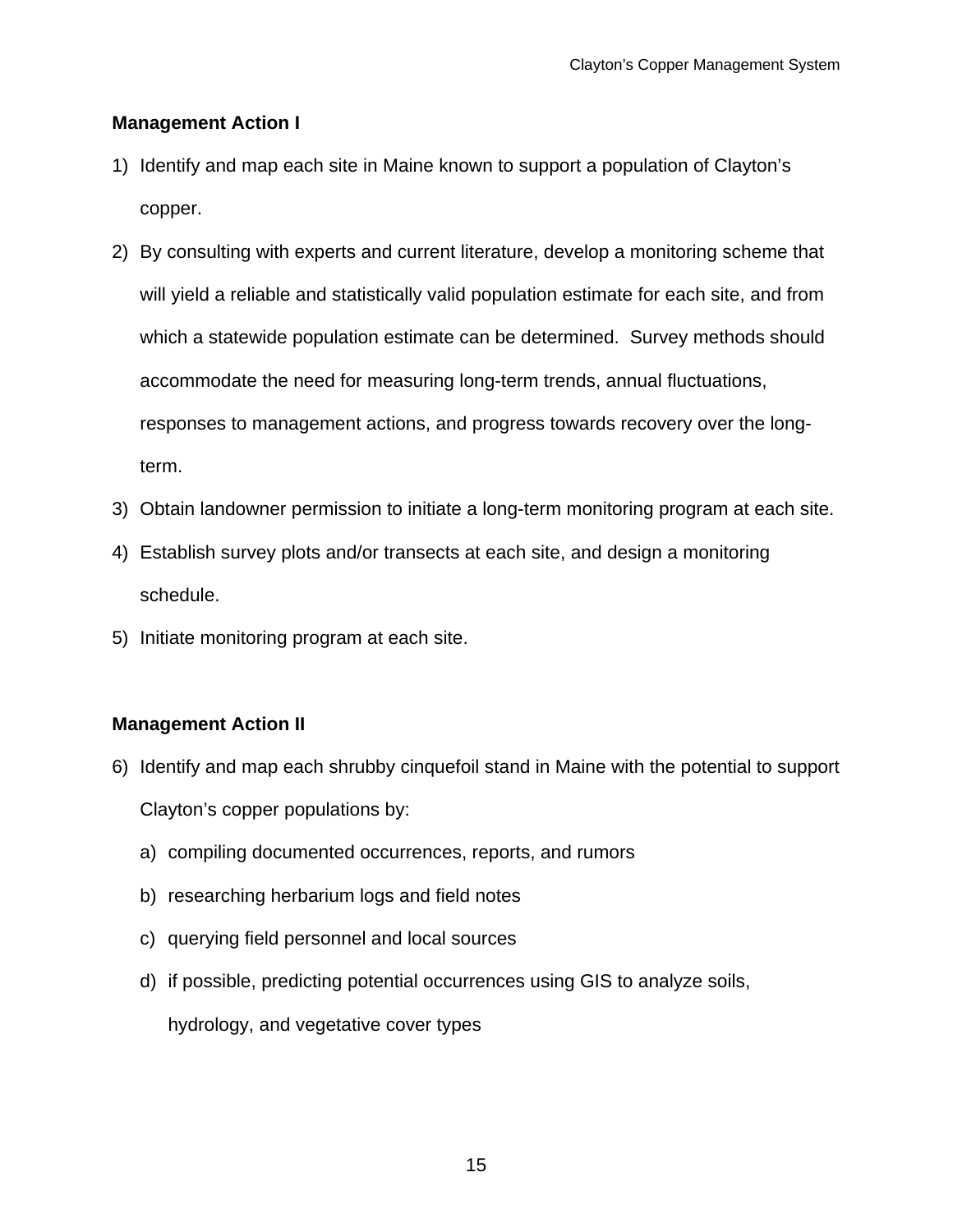**Management Action I**

1) Identify and map each site in Maine known to support a population of Clayton's copper.
2) By consulting with experts and current literature, develop a monitoring scheme that will yield a reliable and statistically valid population estimate for each site, and from which a statewide population estimate can be determined. Survey methods should accommodate the need for measuring long-term trends, annual fluctuations, responses to management actions, and progress towards recovery over the long-term.
3) Obtain landowner permission to initiate a long-term monitoring program at each site.
4) Establish survey plots and/or transects at each site, and design a monitoring schedule.
5) Initiate monitoring program at each site.

**Management Action II**

6) Identify and map each shrubby cinquefoil stand in Maine with the potential to support Clayton's copper populations by:
    a) compiling documented occurrences, reports, and rumors
    b) researching herbarium logs and field notes
    c) querying field personnel and local sources
    d) if possible, predicting potential occurrences using GIS to analyze soils, hydrology, and vegetative cover types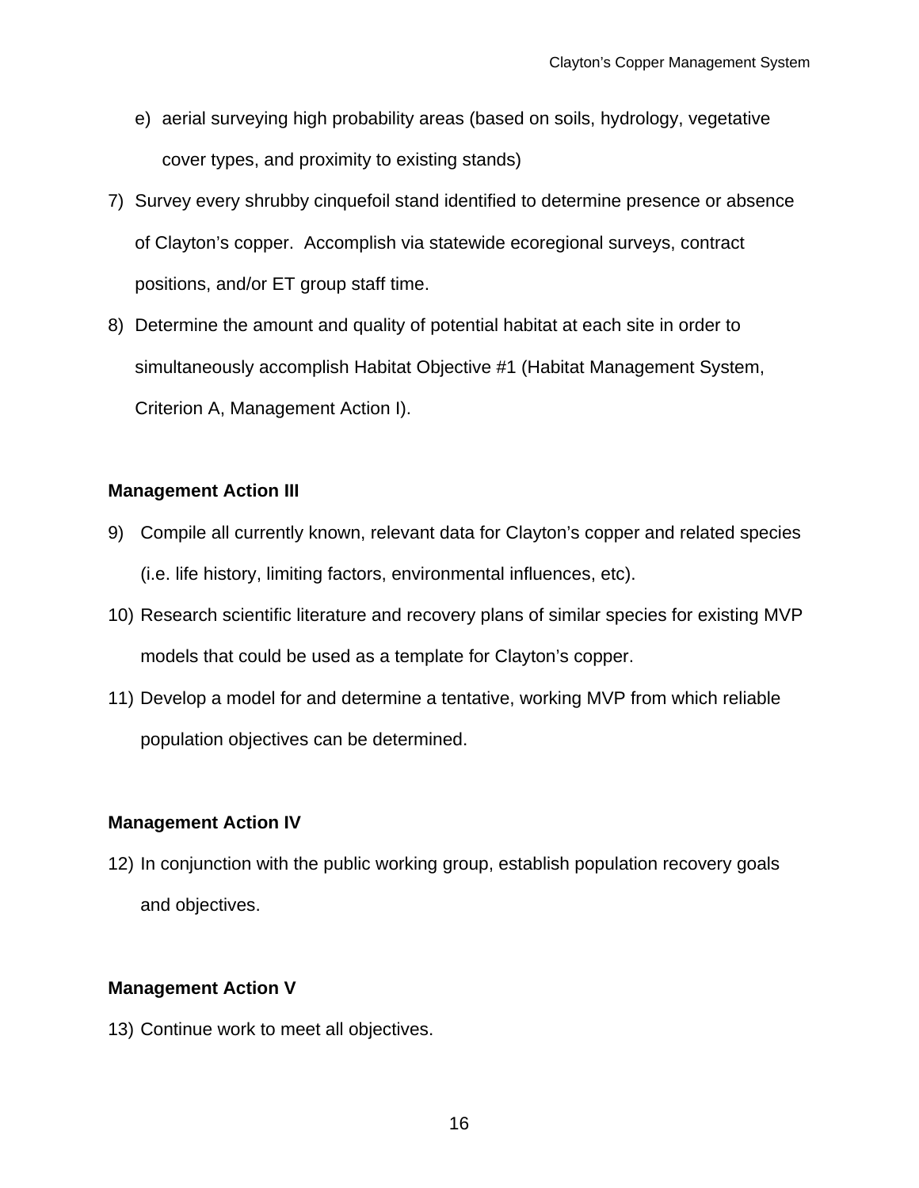e) aerial surveying high probability areas (based on soils, hydrology, vegetative cover types, and proximity to existing stands)

7) Survey every shrubby cinquefoil stand identified to determine presence or absence of Clayton's copper. Accomplish via statewide ecoregional surveys, contract positions, and/or ET group staff time.
8) Determine the amount and quality of potential habitat at each site in order to simultaneously accomplish Habitat Objective #1 (Habitat Management System, Criterion A, Management Action I).

**Management Action III**

9) Compile all currently known, relevant data for Clayton's copper and related species (i.e. life history, limiting factors, environmental influences, etc).
10) Research scientific literature and recovery plans of similar species for existing MVP models that could be used as a template for Clayton's copper.
11) Develop a model for and determine a tentative, working MVP from which reliable population objectives can be determined.

**Management Action IV**

12) In conjunction with the public working group, establish population recovery goals and objectives.

**Management Action V**

13) Continue work to meet all objectives.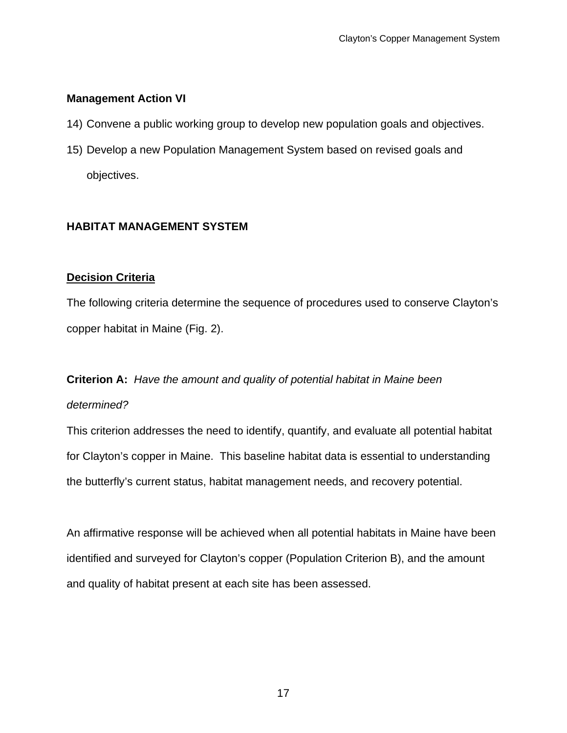**Management Action VI**

14) Convene a public working group to develop new population goals and objectives.
15) Develop a new Population Management System based on revised goals and objectives.

## HABITAT MANAGEMENT SYSTEM

### <u>Decision Criteria</u>

The following criteria determine the sequence of procedures used to conserve Clayton's copper habitat in Maine (Fig. 2).

**Criterion A:** *Have the amount and quality of potential habitat in Maine been determined?*

This criterion addresses the need to identify, quantify, and evaluate all potential habitat for Clayton's copper in Maine. This baseline habitat data is essential to understanding the butterfly's current status, habitat management needs, and recovery potential.

An affirmative response will be achieved when all potential habitats in Maine have been identified and surveyed for Clayton's copper (Population Criterion B), and the amount and quality of habitat present at each site has been assessed.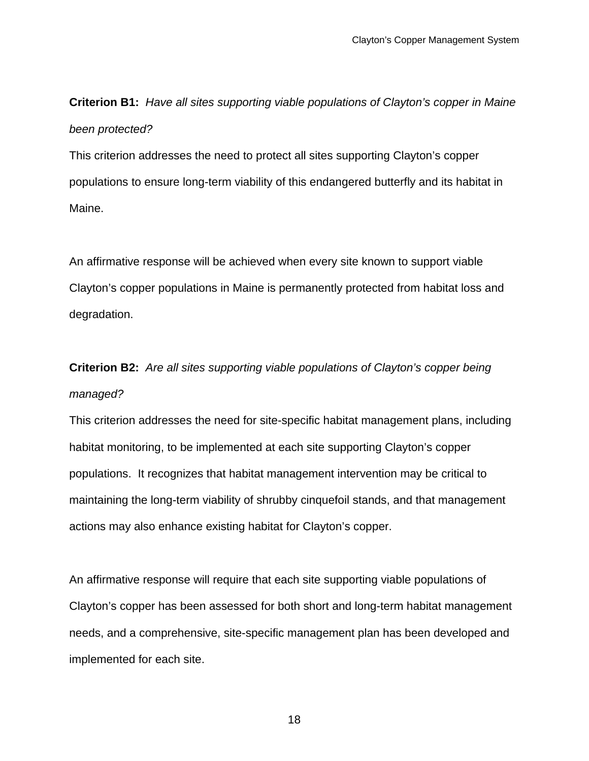**Criterion B1:** *Have all sites supporting viable populations of Clayton's copper in Maine been protected?*

This criterion addresses the need to protect all sites supporting Clayton's copper populations to ensure long-term viability of this endangered butterfly and its habitat in Maine.

An affirmative response will be achieved when every site known to support viable Clayton's copper populations in Maine is permanently protected from habitat loss and degradation.

**Criterion B2:** *Are all sites supporting viable populations of Clayton's copper being managed?*

This criterion addresses the need for site-specific habitat management plans, including habitat monitoring, to be implemented at each site supporting Clayton's copper populations. It recognizes that habitat management intervention may be critical to maintaining the long-term viability of shrubby cinquefoil stands, and that management actions may also enhance existing habitat for Clayton's copper.

An affirmative response will require that each site supporting viable populations of Clayton's copper has been assessed for both short and long-term habitat management needs, and a comprehensive, site-specific management plan has been developed and implemented for each site.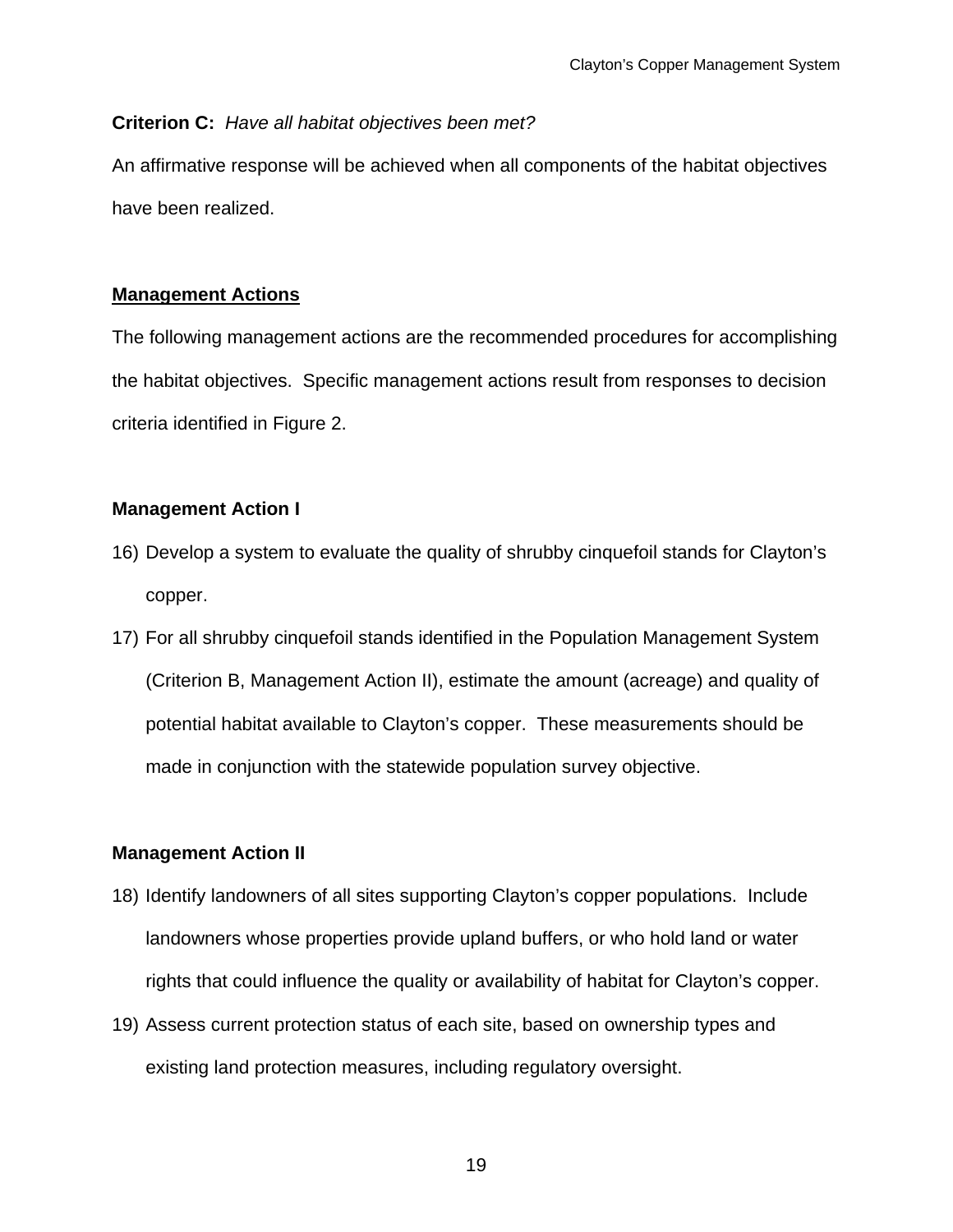**Criterion C:** *Have all habitat objectives been met?*

An affirmative response will be achieved when all components of the habitat objectives have been realized.

## Management Actions

The following management actions are the recommended procedures for accomplishing the habitat objectives. Specific management actions result from responses to decision criteria identified in Figure 2.

### Management Action I

16) Develop a system to evaluate the quality of shrubby cinquefoil stands for Clayton's copper.
17) For all shrubby cinquefoil stands identified in the Population Management System (Criterion B, Management Action II), estimate the amount (acreage) and quality of potential habitat available to Clayton's copper. These measurements should be made in conjunction with the statewide population survey objective.

### Management Action II

18) Identify landowners of all sites supporting Clayton's copper populations. Include landowners whose properties provide upland buffers, or who hold land or water rights that could influence the quality or availability of habitat for Clayton's copper.
19) Assess current protection status of each site, based on ownership types and existing land protection measures, including regulatory oversight.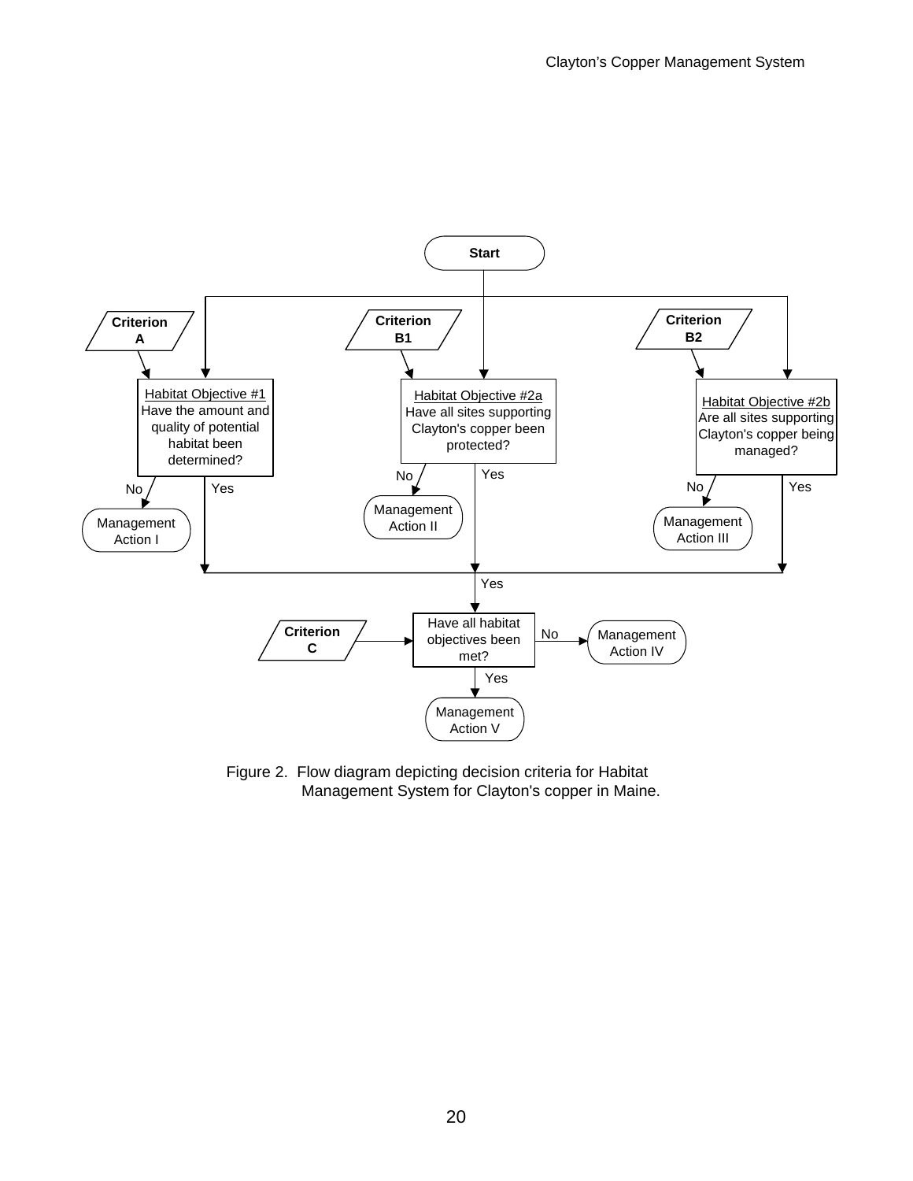Start

Criterion A → Habitat Objective #1: Have the amount and quality of potential habitat been determined?
- No → Management Action I
- Yes →

Criterion B1 → Habitat Objective #2a: Have all sites supporting Clayton's copper been protected?
- No → Management Action II
- Yes →

Criterion B2 → Habitat Objective #2b: Are all sites supporting Clayton's copper being managed?
- No → Management Action III
- Yes →

Yes → Criterion C → Have all habitat objectives been met?
- No → Management Action IV
- Yes → Management Action V

Figure 2. Flow diagram depicting decision criteria for Habitat Management System for Clayton's copper in Maine.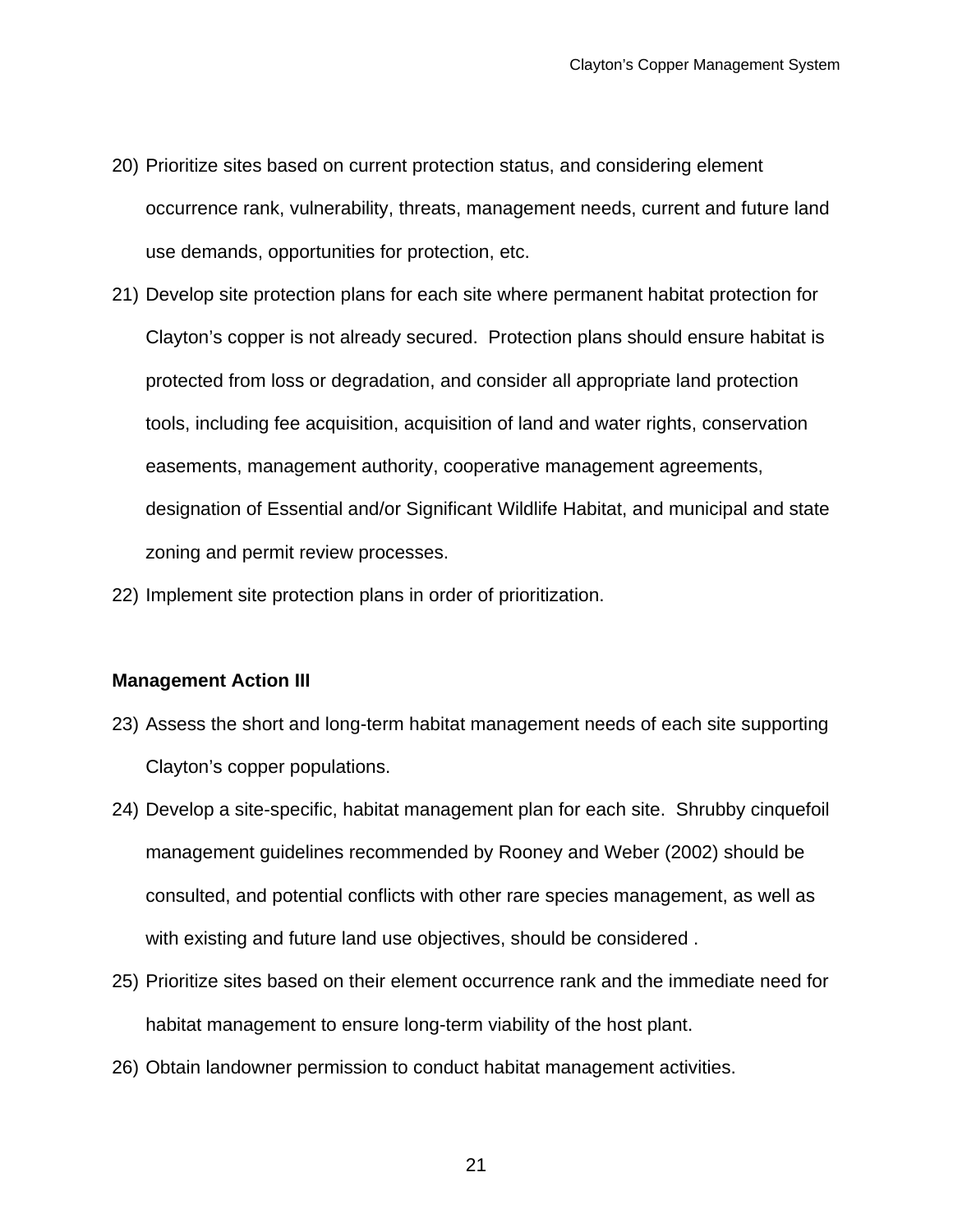20) Prioritize sites based on current protection status, and considering element occurrence rank, vulnerability, threats, management needs, current and future land use demands, opportunities for protection, etc.
21) Develop site protection plans for each site where permanent habitat protection for Clayton's copper is not already secured. Protection plans should ensure habitat is protected from loss or degradation, and consider all appropriate land protection tools, including fee acquisition, acquisition of land and water rights, conservation easements, management authority, cooperative management agreements, designation of Essential and/or Significant Wildlife Habitat, and municipal and state zoning and permit review processes.
22) Implement site protection plans in order of prioritization.

**Management Action III**

23) Assess the short and long-term habitat management needs of each site supporting Clayton's copper populations.
24) Develop a site-specific, habitat management plan for each site. Shrubby cinquefoil management guidelines recommended by Rooney and Weber (2002) should be consulted, and potential conflicts with other rare species management, as well as with existing and future land use objectives, should be considered .
25) Prioritize sites based on their element occurrence rank and the immediate need for habitat management to ensure long-term viability of the host plant.
26) Obtain landowner permission to conduct habitat management activities.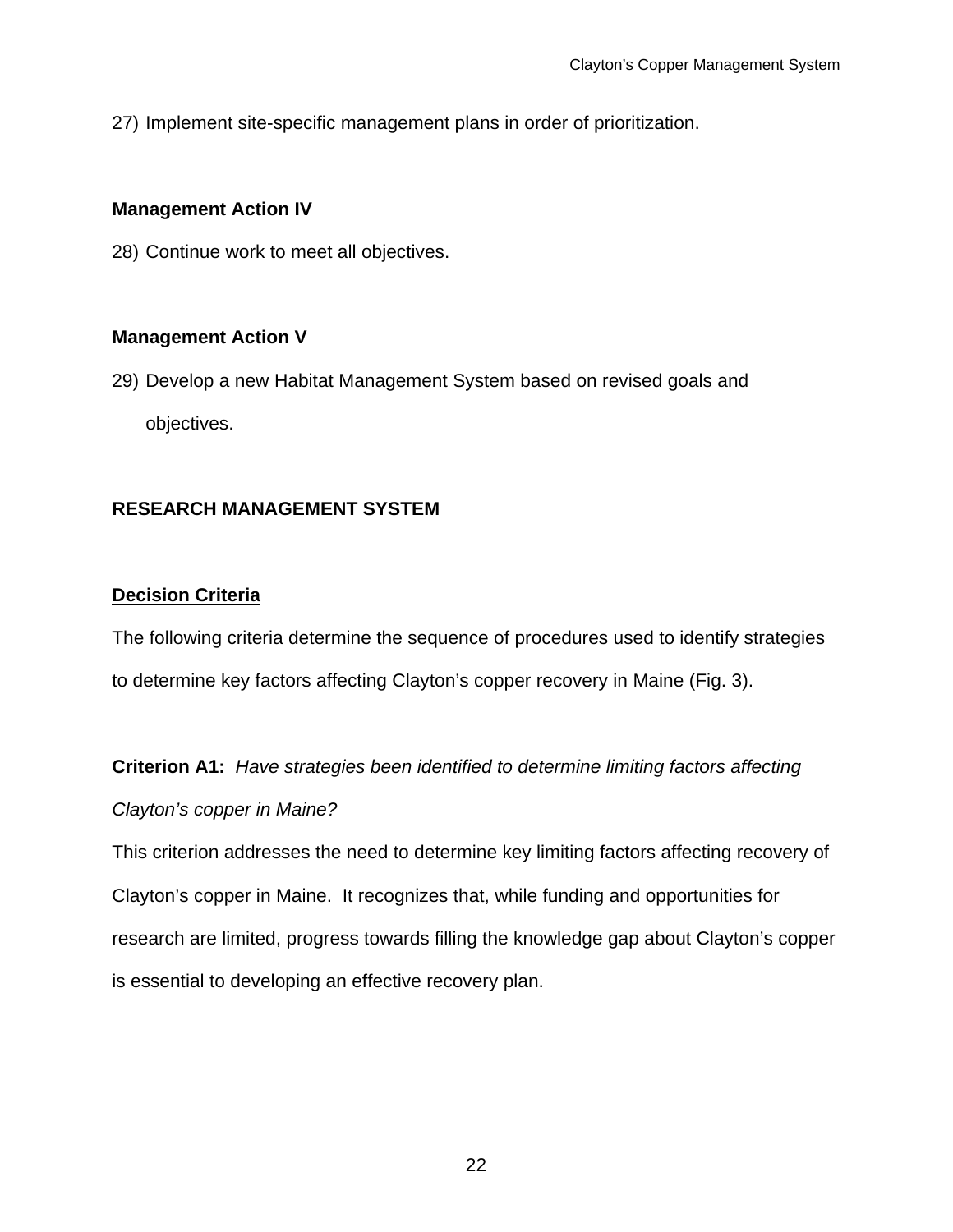27) Implement site-specific management plans in order of prioritization.

**Management Action IV**

28) Continue work to meet all objectives.

**Management Action V**

29) Develop a new Habitat Management System based on revised goals and objectives.

## RESEARCH MANAGEMENT SYSTEM

### Decision Criteria

The following criteria determine the sequence of procedures used to identify strategies to determine key factors affecting Clayton's copper recovery in Maine (Fig. 3).

**Criterion A1:** *Have strategies been identified to determine limiting factors affecting Clayton's copper in Maine?*

This criterion addresses the need to determine key limiting factors affecting recovery of Clayton's copper in Maine. It recognizes that, while funding and opportunities for research are limited, progress towards filling the knowledge gap about Clayton's copper is essential to developing an effective recovery plan.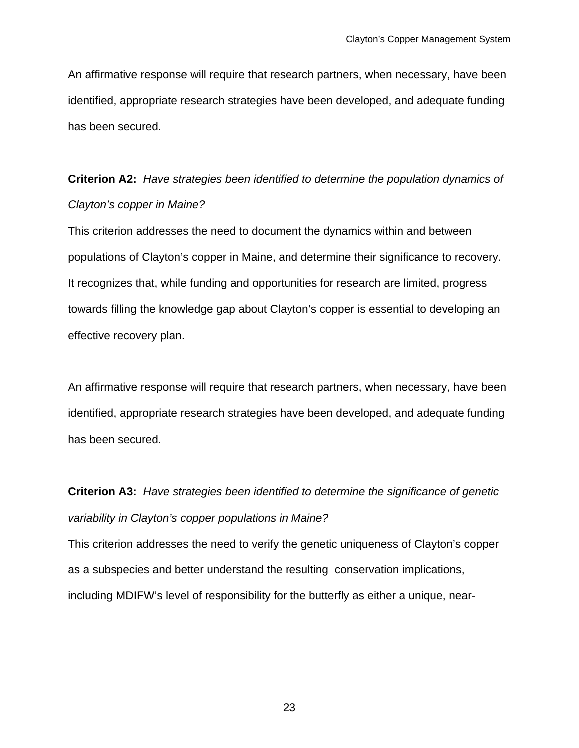An affirmative response will require that research partners, when necessary, have been identified, appropriate research strategies have been developed, and adequate funding has been secured.

**Criterion A2:** *Have strategies been identified to determine the population dynamics of Clayton's copper in Maine?*

This criterion addresses the need to document the dynamics within and between populations of Clayton's copper in Maine, and determine their significance to recovery. It recognizes that, while funding and opportunities for research are limited, progress towards filling the knowledge gap about Clayton's copper is essential to developing an effective recovery plan.

An affirmative response will require that research partners, when necessary, have been identified, appropriate research strategies have been developed, and adequate funding has been secured.

**Criterion A3:** *Have strategies been identified to determine the significance of genetic variability in Clayton's copper populations in Maine?*

This criterion addresses the need to verify the genetic uniqueness of Clayton's copper as a subspecies and better understand the resulting conservation implications, including MDIFW's level of responsibility for the butterfly as either a unique, near-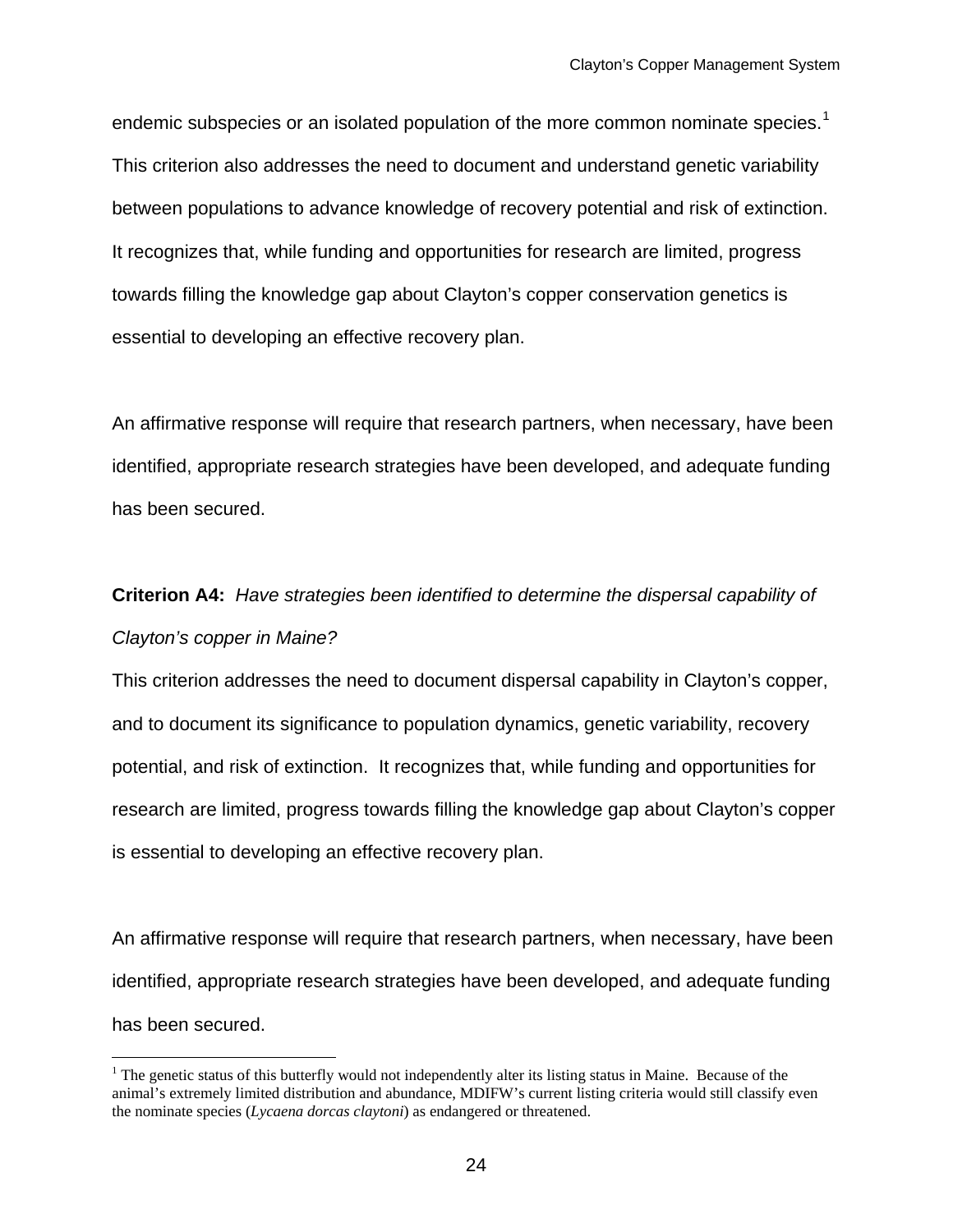endemic subspecies or an isolated population of the more common nominate species.[1] This criterion also addresses the need to document and understand genetic variability between populations to advance knowledge of recovery potential and risk of extinction. It recognizes that, while funding and opportunities for research are limited, progress towards filling the knowledge gap about Clayton's copper conservation genetics is essential to developing an effective recovery plan.

An affirmative response will require that research partners, when necessary, have been identified, appropriate research strategies have been developed, and adequate funding has been secured.

**Criterion A4:** *Have strategies been identified to determine the dispersal capability of Clayton's copper in Maine?*

This criterion addresses the need to document dispersal capability in Clayton's copper, and to document its significance to population dynamics, genetic variability, recovery potential, and risk of extinction. It recognizes that, while funding and opportunities for research are limited, progress towards filling the knowledge gap about Clayton's copper is essential to developing an effective recovery plan.

An affirmative response will require that research partners, when necessary, have been identified, appropriate research strategies have been developed, and adequate funding has been secured.

---

[1] The genetic status of this butterfly would not independently alter its listing status in Maine. Because of the animal's extremely limited distribution and abundance, MDIFW's current listing criteria would still classify even the nominate species (*Lycaena dorcas claytoni*) as endangered or threatened.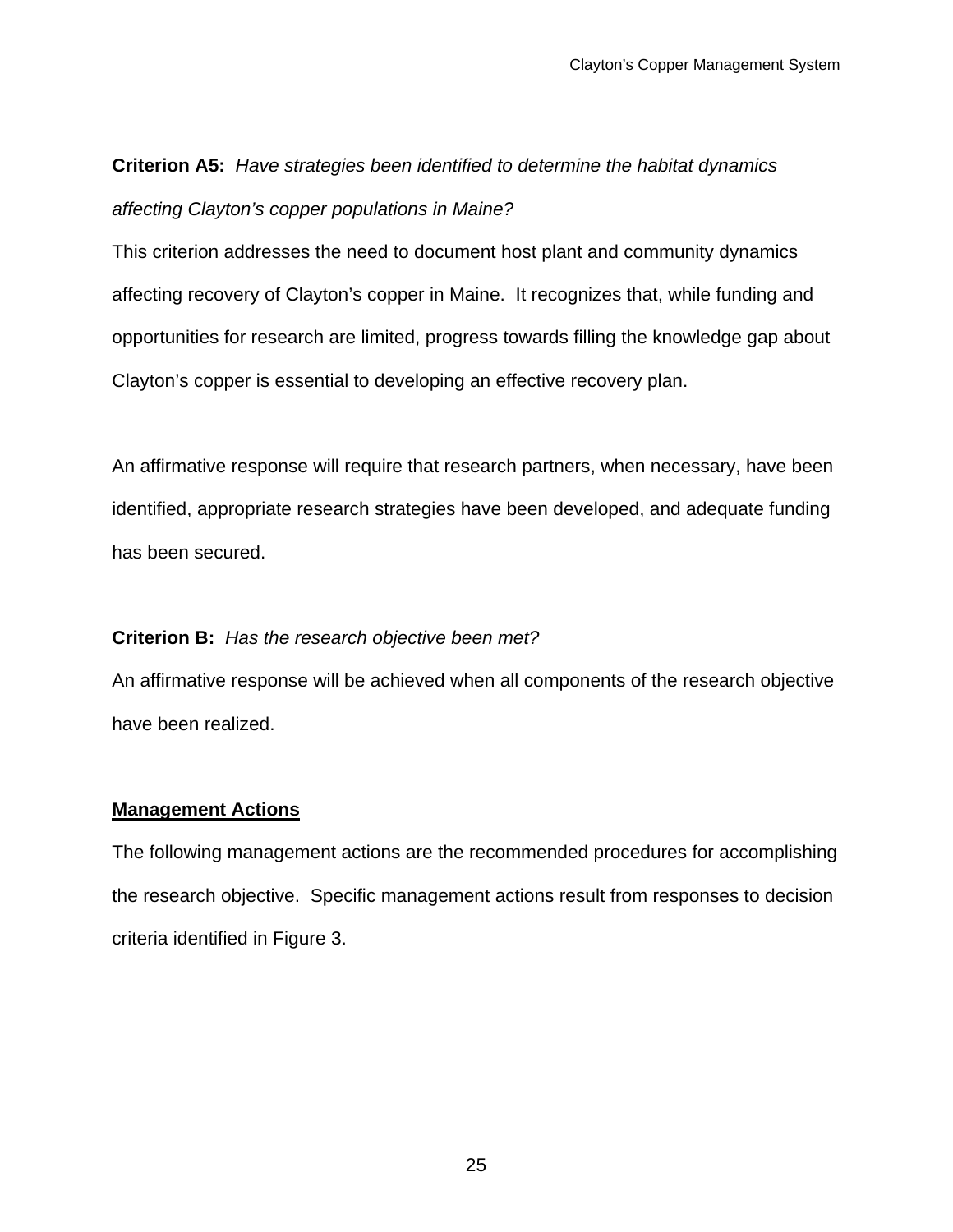**Criterion A5:** *Have strategies been identified to determine the habitat dynamics affecting Clayton's copper populations in Maine?*

This criterion addresses the need to document host plant and community dynamics affecting recovery of Clayton's copper in Maine. It recognizes that, while funding and opportunities for research are limited, progress towards filling the knowledge gap about Clayton's copper is essential to developing an effective recovery plan.

An affirmative response will require that research partners, when necessary, have been identified, appropriate research strategies have been developed, and adequate funding has been secured.

**Criterion B:** *Has the research objective been met?*

An affirmative response will be achieved when all components of the research objective have been realized.

## Management Actions

The following management actions are the recommended procedures for accomplishing the research objective. Specific management actions result from responses to decision criteria identified in Figure 3.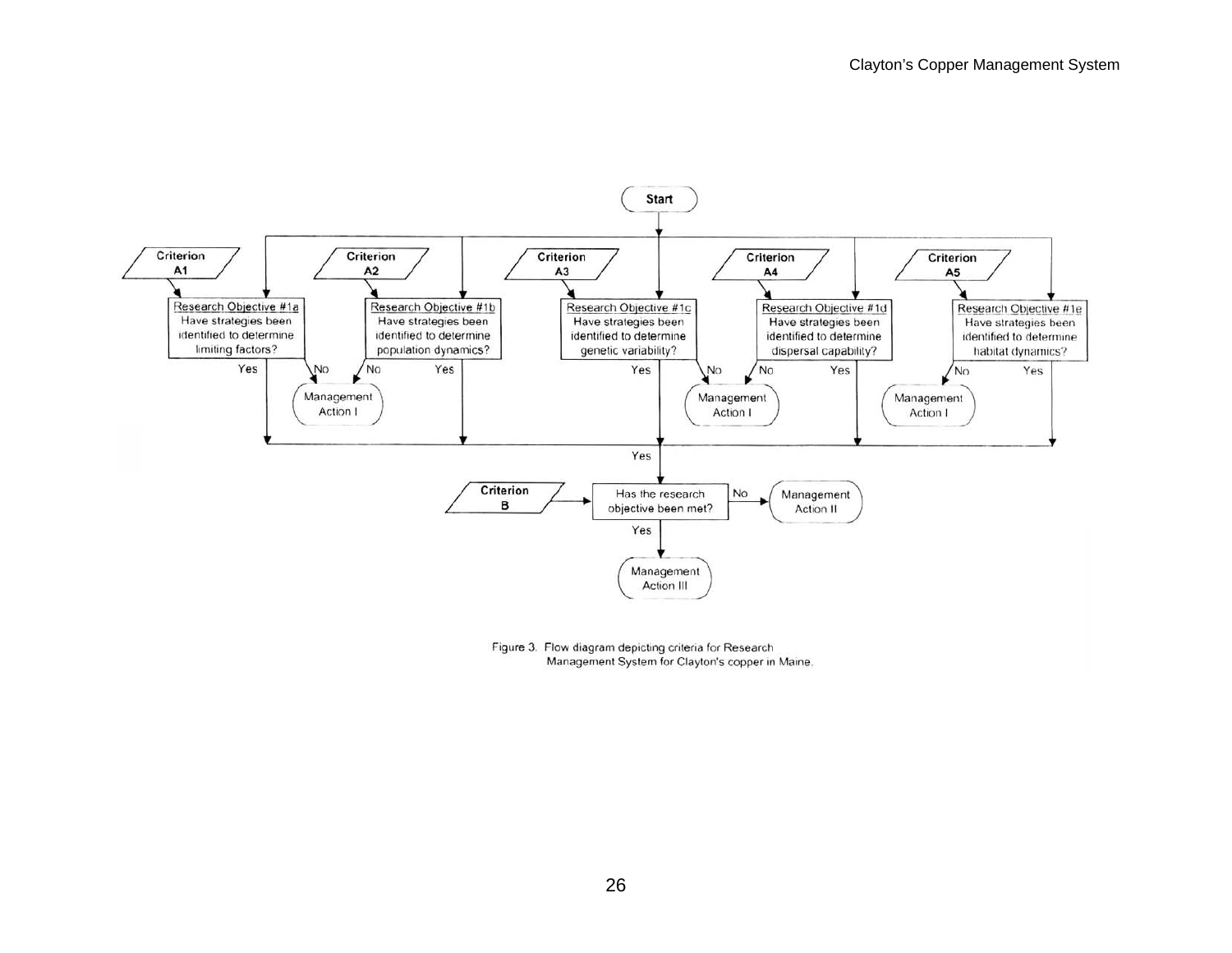Start

Criterion A1

Criterion A2

Criterion A3

Criterion A4

Criterion A5

Research Objective #1a
Have strategies been identified to determine limiting factors?

Research Objective #1b
Have strategies been identified to determine population dynamics?

Research Objective #1c
Have strategies been identified to determine genetic variability?

Research Objective #1d
Have strategies been identified to determine dispersal capability?

Research Objective #1e
Have strategies been identified to determine habitat dynamics?

Yes / No

Management Action I

Criterion B

Has the research objective been met?

No → Management Action II

Yes → Management Action III

Figure 3. Flow diagram depicting criteria for Research Management System for Clayton's copper in Maine.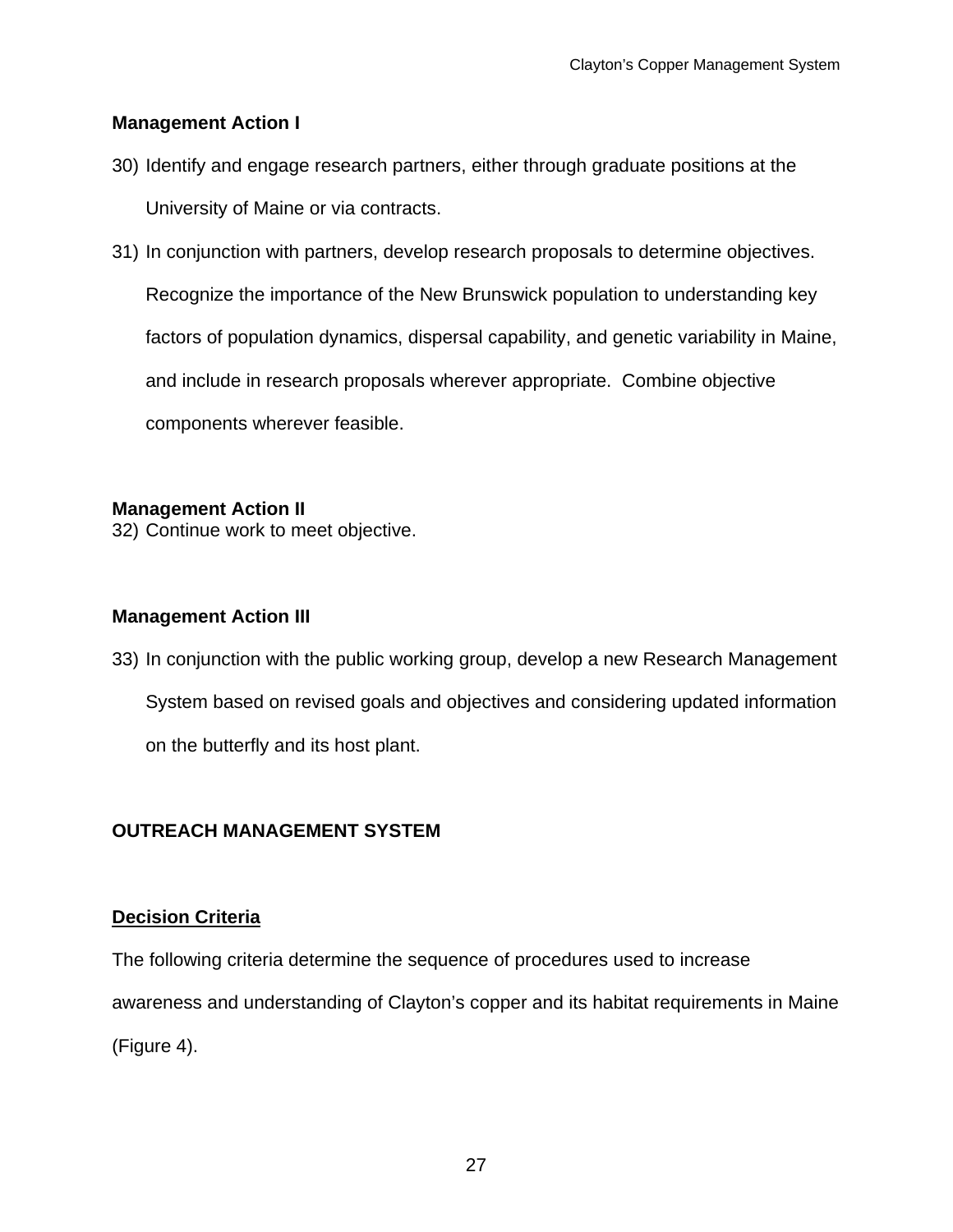**Management Action I**

30) Identify and engage research partners, either through graduate positions at the University of Maine or via contracts.

31) In conjunction with partners, develop research proposals to determine objectives. Recognize the importance of the New Brunswick population to understanding key factors of population dynamics, dispersal capability, and genetic variability in Maine, and include in research proposals wherever appropriate. Combine objective components wherever feasible.

**Management Action II**

32) Continue work to meet objective.

**Management Action III**

33) In conjunction with the public working group, develop a new Research Management System based on revised goals and objectives and considering updated information on the butterfly and its host plant.

## OUTREACH MANAGEMENT SYSTEM

### Decision Criteria

The following criteria determine the sequence of procedures used to increase awareness and understanding of Clayton's copper and its habitat requirements in Maine (Figure 4).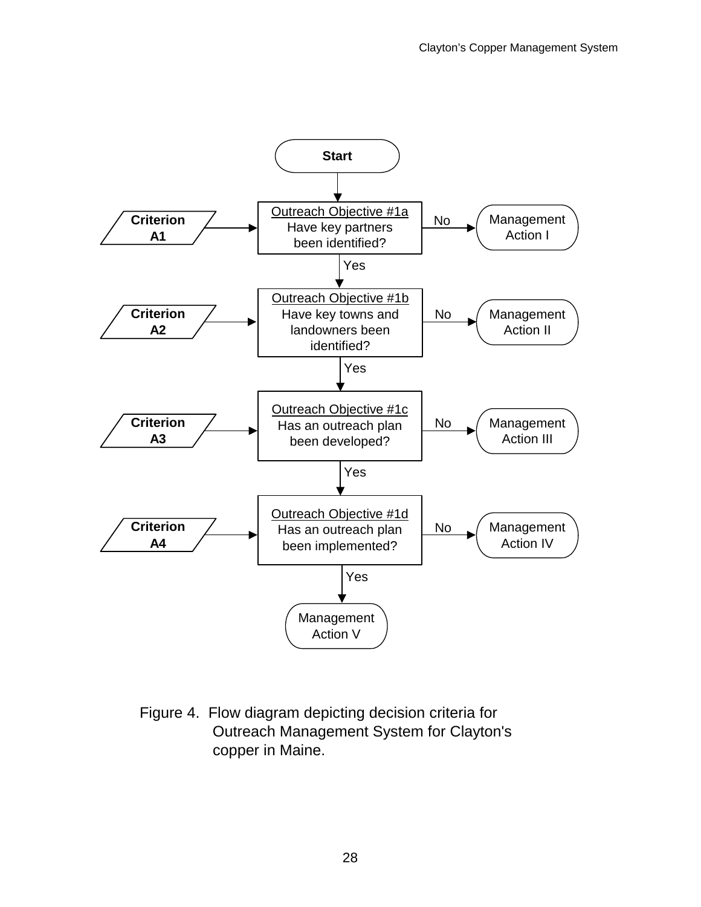Start

| Input | Decision | If No |
| --- | --- | --- |
| Criterion A1 | Outreach Objective #1a — Have key partners been identified? | Management Action I |
| Criterion A2 | Outreach Objective #1b — Have key towns and landowners been identified? | Management Action II |
| Criterion A3 | Outreach Objective #1c — Has an outreach plan been developed? | Management Action III |
| Criterion A4 | Outreach Objective #1d — Has an outreach plan been implemented? | Management Action IV |

Yes (from Outreach Objective #1d) → Management Action V

Figure 4. Flow diagram depicting decision criteria for Outreach Management System for Clayton's copper in Maine.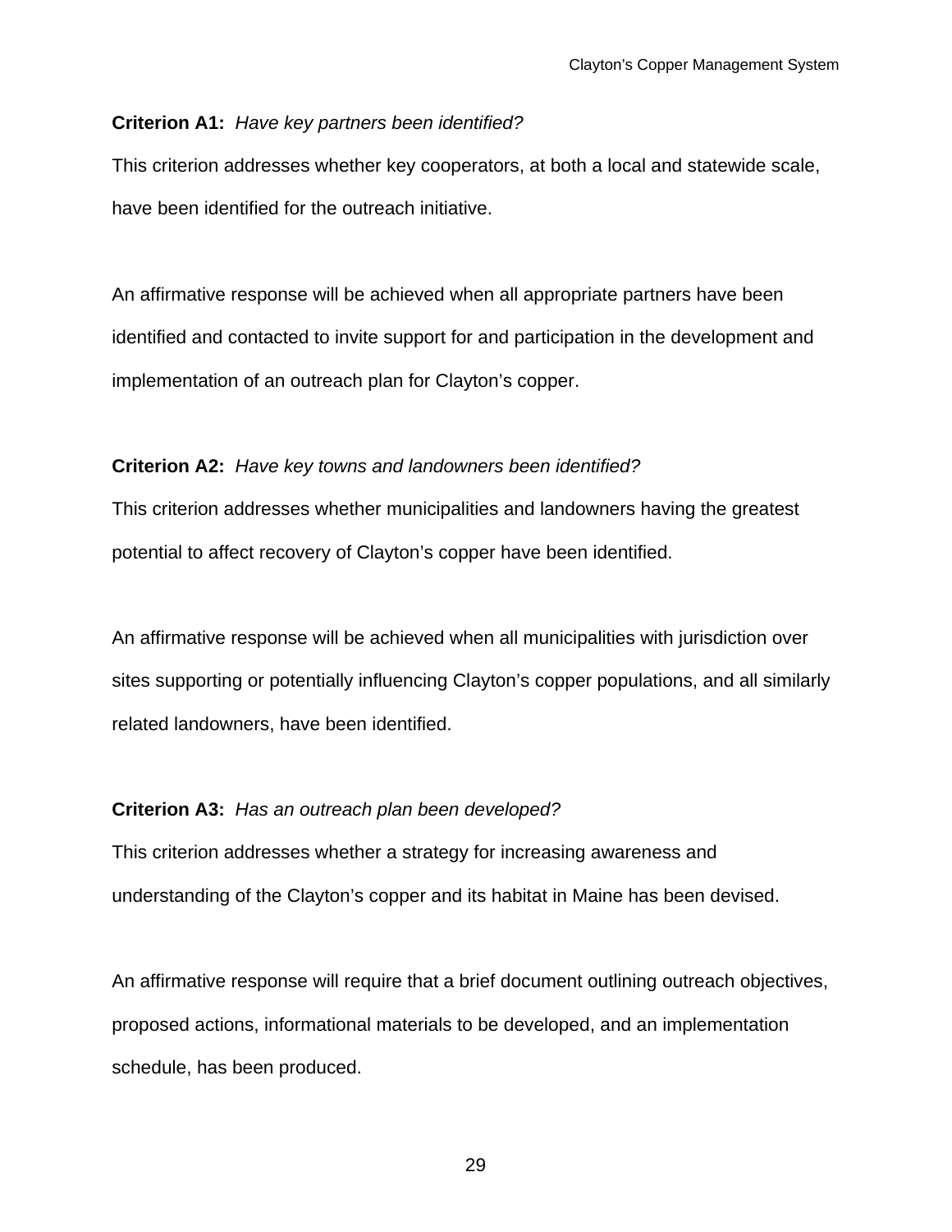**Criterion A1:** *Have key partners been identified?*

This criterion addresses whether key cooperators, at both a local and statewide scale, have been identified for the outreach initiative.

An affirmative response will be achieved when all appropriate partners have been identified and contacted to invite support for and participation in the development and implementation of an outreach plan for Clayton's copper.

**Criterion A2:** *Have key towns and landowners been identified?*

This criterion addresses whether municipalities and landowners having the greatest potential to affect recovery of Clayton's copper have been identified.

An affirmative response will be achieved when all municipalities with jurisdiction over sites supporting or potentially influencing Clayton's copper populations, and all similarly related landowners, have been identified.

**Criterion A3:** *Has an outreach plan been developed?*

This criterion addresses whether a strategy for increasing awareness and understanding of the Clayton's copper and its habitat in Maine has been devised.

An affirmative response will require that a brief document outlining outreach objectives, proposed actions, informational materials to be developed, and an implementation schedule, has been produced.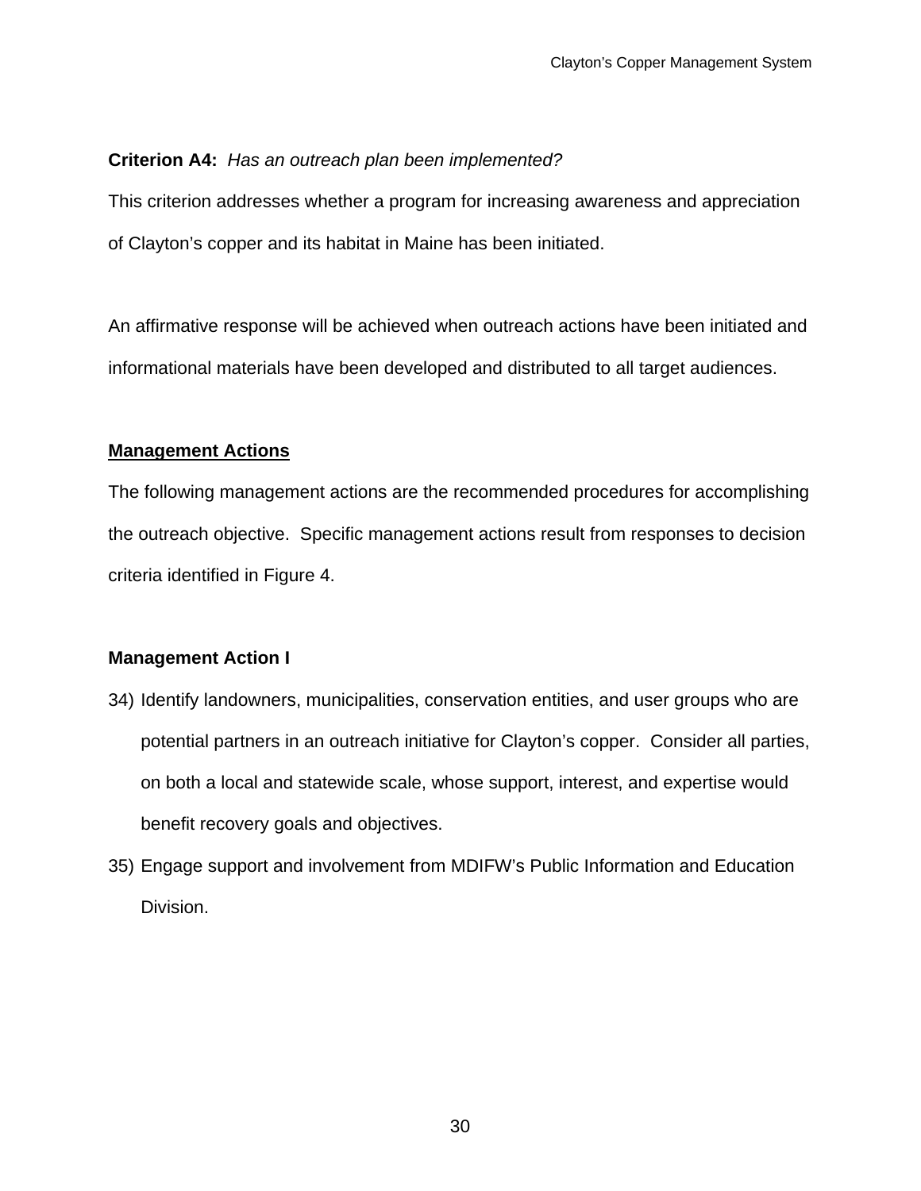**Criterion A4:** *Has an outreach plan been implemented?*

This criterion addresses whether a program for increasing awareness and appreciation of Clayton's copper and its habitat in Maine has been initiated.

An affirmative response will be achieved when outreach actions have been initiated and informational materials have been developed and distributed to all target audiences.

**Management Actions**

The following management actions are the recommended procedures for accomplishing the outreach objective. Specific management actions result from responses to decision criteria identified in Figure 4.

**Management Action I**

34) Identify landowners, municipalities, conservation entities, and user groups who are potential partners in an outreach initiative for Clayton's copper. Consider all parties, on both a local and statewide scale, whose support, interest, and expertise would benefit recovery goals and objectives.

35) Engage support and involvement from MDIFW's Public Information and Education Division.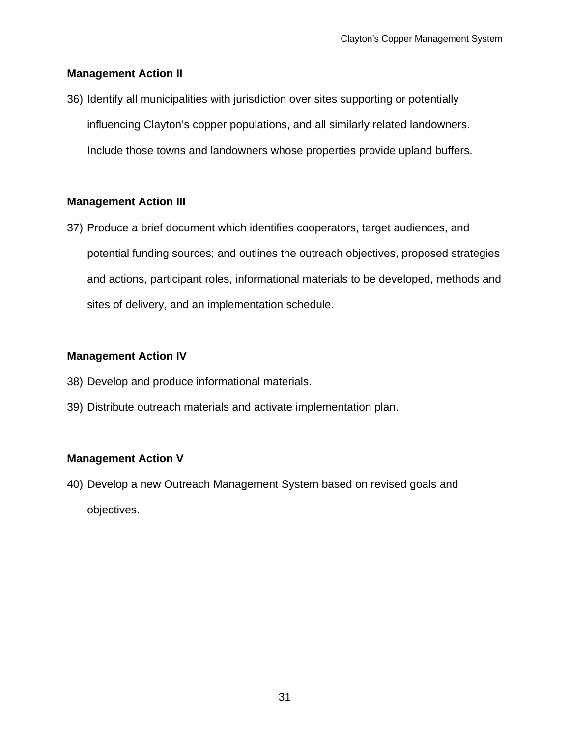**Management Action II**

36) Identify all municipalities with jurisdiction over sites supporting or potentially influencing Clayton's copper populations, and all similarly related landowners. Include those towns and landowners whose properties provide upland buffers.

**Management Action III**

37) Produce a brief document which identifies cooperators, target audiences, and potential funding sources; and outlines the outreach objectives, proposed strategies and actions, participant roles, informational materials to be developed, methods and sites of delivery, and an implementation schedule.

**Management Action IV**

38) Develop and produce informational materials.
39) Distribute outreach materials and activate implementation plan.

**Management Action V**

40) Develop a new Outreach Management System based on revised goals and objectives.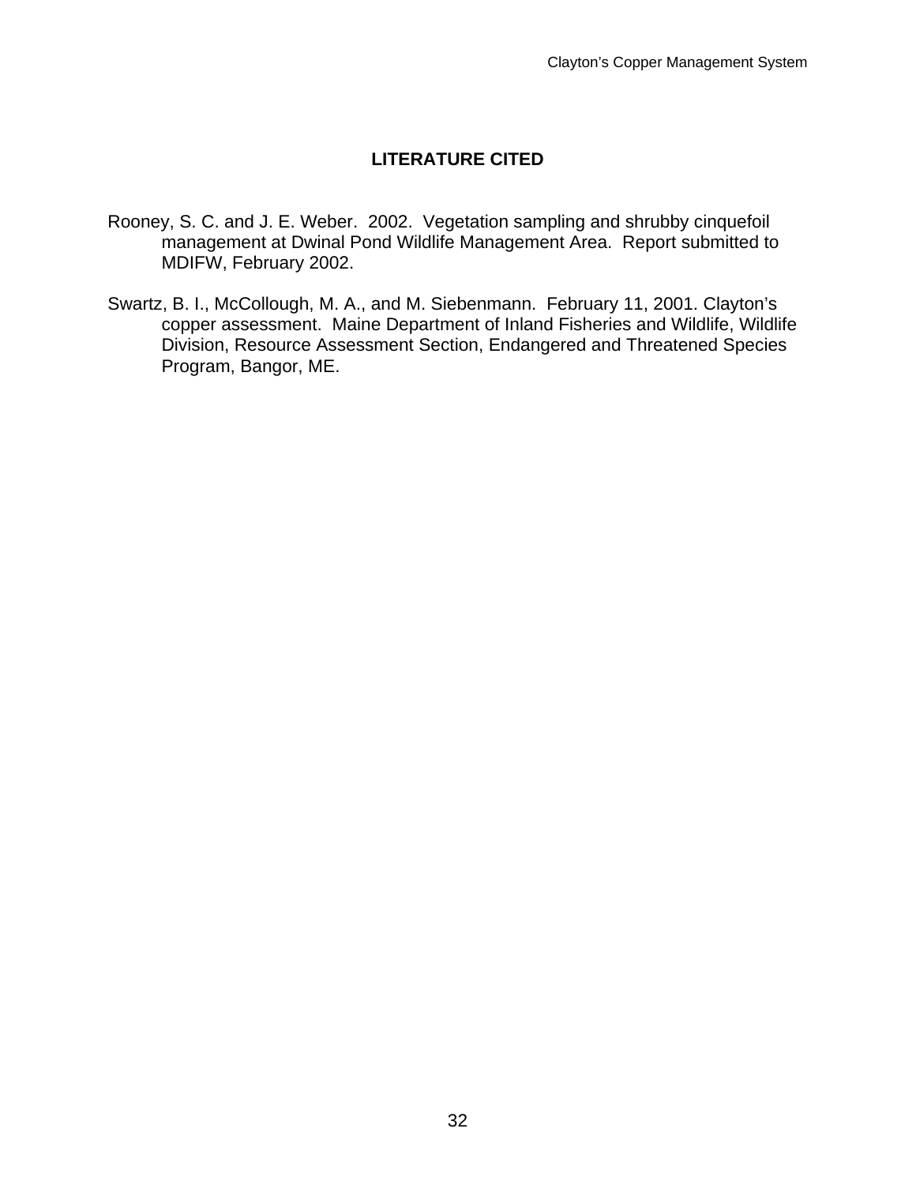## LITERATURE CITED

Rooney, S. C. and J. E. Weber. 2002. Vegetation sampling and shrubby cinquefoil management at Dwinal Pond Wildlife Management Area. Report submitted to MDIFW, February 2002.

Swartz, B. I., McCollough, M. A., and M. Siebenmann. February 11, 2001. Clayton's copper assessment. Maine Department of Inland Fisheries and Wildlife, Wildlife Division, Resource Assessment Section, Endangered and Threatened Species Program, Bangor, ME.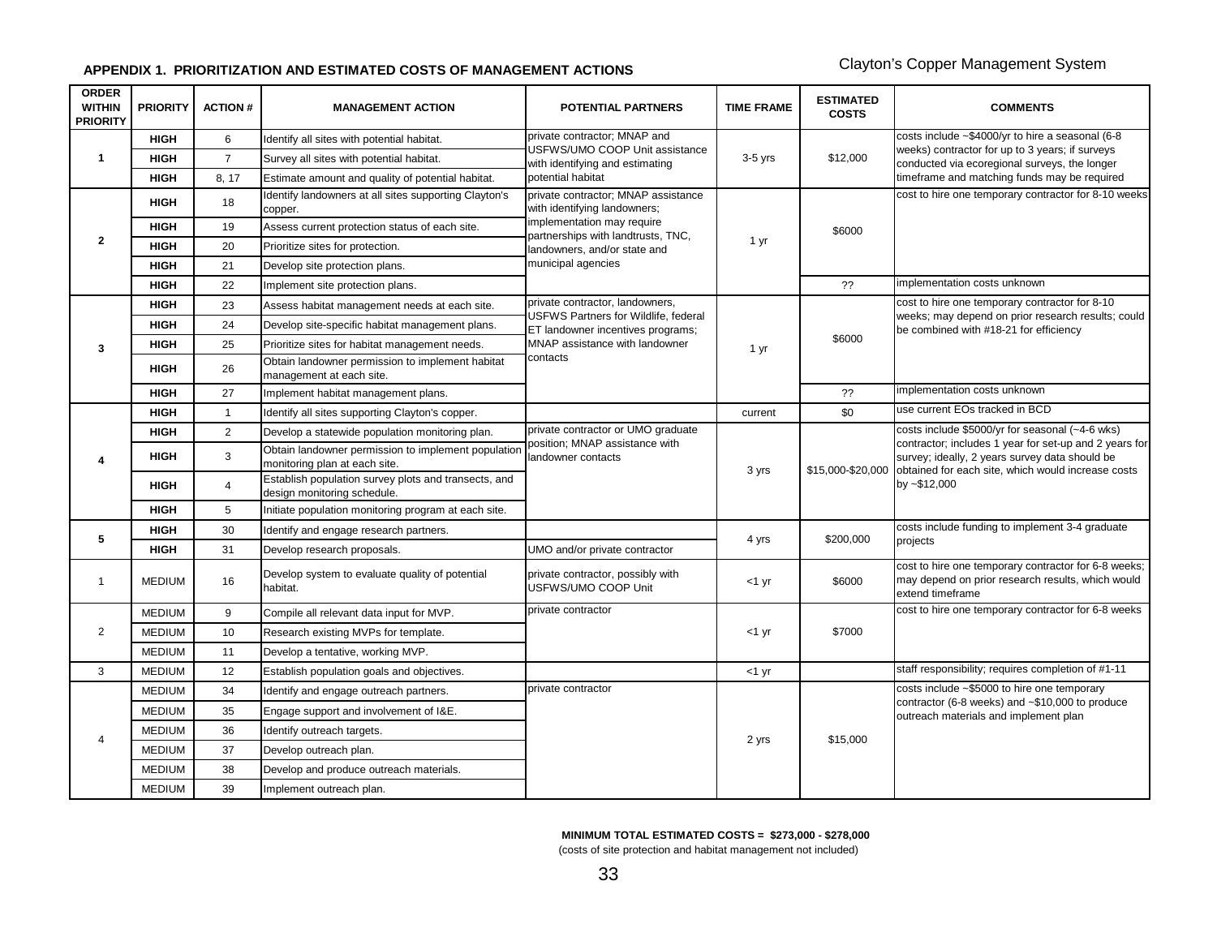## APPENDIX 1. PRIORITIZATION AND ESTIMATED COSTS OF MANAGEMENT ACTIONS

Clayton's Copper Management System

| ORDER WITHIN PRIORITY | PRIORITY | ACTION # | MANAGEMENT ACTION | POTENTIAL PARTNERS | TIME FRAME | ESTIMATED COSTS | COMMENTS |
|---|---|---|---|---|---|---|---|
| 1 | HIGH | 6 | Identify all sites with potential habitat. | private contractor; MNAP and USFWS/UMO COOP Unit assistance with identifying and estimating potential habitat | 3-5 yrs | $12,000 | costs include ~$4000/yr to hire a seasonal (6-8 weeks) contractor for up to 3 years; if surveys conducted via ecoregional surveys, the longer timeframe and matching funds may be required |
| | HIGH | 7 | Survey all sites with potential habitat. | | | | |
| | HIGH | 8, 17 | Estimate amount and quality of potential habitat. | | | | |
| 2 | HIGH | 18 | Identify landowners at all sites supporting Clayton's copper. | private contractor; MNAP assistance with identifying landowners; implementation may require partnerships with landtrusts, TNC, landowners, and/or state and municipal agencies | 1 yr | $6000 | cost to hire one temporary contractor for 8-10 weeks |
| | HIGH | 19 | Assess current protection status of each site. | | | | |
| | HIGH | 20 | Prioritize sites for protection. | | | | |
| | HIGH | 21 | Develop site protection plans. | | | | |
| | HIGH | 22 | Implement site protection plans. | | | ?? | implementation costs unknown |
| 3 | HIGH | 23 | Assess habitat management needs at each site. | private contractor, landowners, USFWS Partners for Wildlife, federal ET landowner incentives programs; MNAP assistance with landowner contacts | 1 yr | $6000 | cost to hire one temporary contractor for 8-10 weeks; may depend on prior research results; could be combined with #18-21 for efficiency |
| | HIGH | 24 | Develop site-specific habitat management plans. | | | | |
| | HIGH | 25 | Prioritize sites for habitat management needs. | | | | |
| | HIGH | 26 | Obtain landowner permission to implement habitat management at each site. | | | | |
| | HIGH | 27 | Implement habitat management plans. | | | ?? | implementation costs unknown |
| 4 | HIGH | 1 | Identify all sites supporting Clayton's copper. | | current | $0 | use current EOs tracked in BCD |
| | HIGH | 2 | Develop a statewide population monitoring plan. | private contractor or UMO graduate position; MNAP assistance with landowner contacts | 3 yrs | $15,000-$20,000 | costs include $5000/yr for seasonal (~4-6 wks) contractor; includes 1 year for set-up and 2 years for survey; ideally, 2 years survey data should be obtained for each site, which would increase costs by ~$12,000 |
| | HIGH | 3 | Obtain landowner permission to implement population monitoring plan at each site. | | | | |
| | HIGH | 4 | Establish population survey plots and transects, and design monitoring schedule. | | | | |
| | HIGH | 5 | Initiate population monitoring program at each site. | | | | |
| 5 | HIGH | 30 | Identify and engage research partners. | | 4 yrs | $200,000 | costs include funding to implement 3-4 graduate projects |
| | HIGH | 31 | Develop research proposals. | UMO and/or private contractor | | | |
| 1 | MEDIUM | 16 | Develop system to evaluate quality of potential habitat. | private contractor, possibly with USFWS/UMO COOP Unit | <1 yr | $6000 | cost to hire one temporary contractor for 6-8 weeks; may depend on prior research results, which would extend timeframe |
| 2 | MEDIUM | 9 | Compile all relevant data input for MVP. | private contractor | <1 yr | $7000 | cost to hire one temporary contractor for 6-8 weeks |
| | MEDIUM | 10 | Research existing MVPs for template. | | | | |
| | MEDIUM | 11 | Develop a tentative, working MVP. | | | | |
| 3 | MEDIUM | 12 | Establish population goals and objectives. | | <1 yr | | staff responsibility; requires completion of #1-11 |
| 4 | MEDIUM | 34 | Identify and engage outreach partners. | private contractor | 2 yrs | $15,000 | costs include ~$5000 to hire one temporary contractor (6-8 weeks) and ~$10,000 to produce outreach materials and implement plan |
| | MEDIUM | 35 | Engage support and involvement of I&E. | | | | |
| | MEDIUM | 36 | Identify outreach targets. | | | | |
| | MEDIUM | 37 | Develop outreach plan. | | | | |
| | MEDIUM | 38 | Develop and produce outreach materials. | | | | |
| | MEDIUM | 39 | Implement outreach plan. | | | | |

**MINIMUM TOTAL ESTIMATED COSTS = $273,000 - $278,000**

(costs of site protection and habitat management not included)